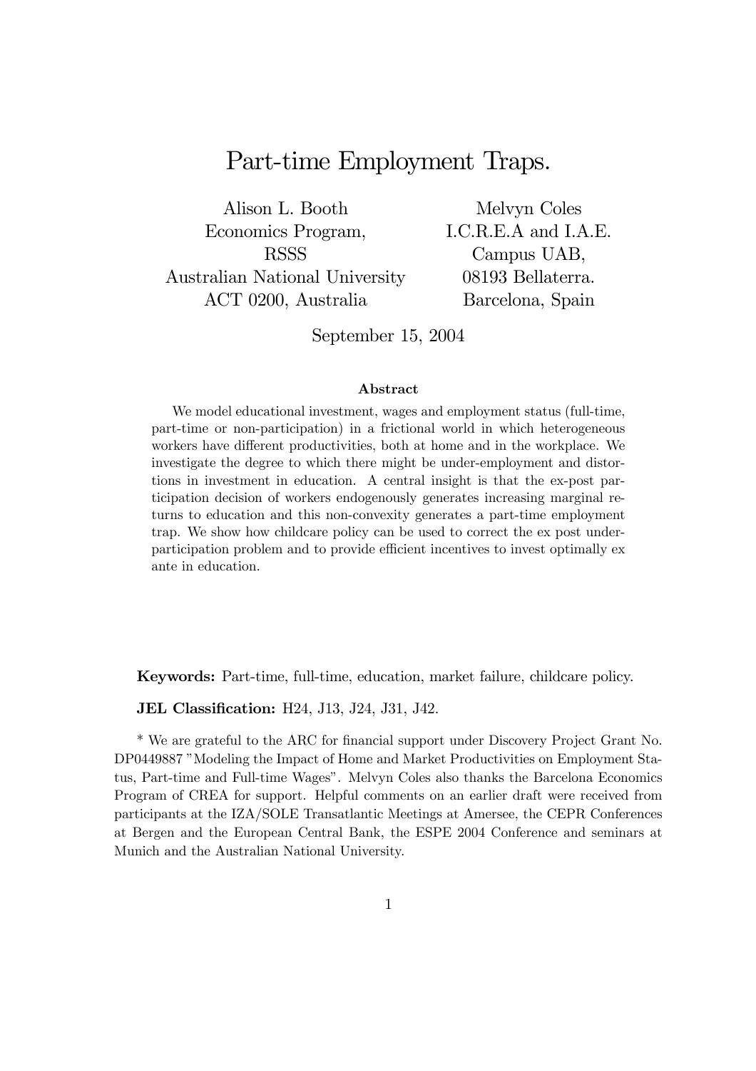# Part-time Employment Traps.

Alison L. Booth
Economics Program,
RSSS
Australian National University
ACT 0200, Australia

Melvyn Coles
I.C.R.E.A and I.A.E.
Campus UAB,
08193 Bellaterra.
Barcelona, Spain

September 15, 2004

## Abstract

We model educational investment, wages and employment status (full-time, part-time or non-participation) in a frictional world in which heterogeneous workers have different productivities, both at home and in the workplace. We investigate the degree to which there might be under-employment and distortions in investment in education. A central insight is that the ex-post participation decision of workers endogenously generates increasing marginal returns to education and this non-convexity generates a part-time employment trap. We show how childcare policy can be used to correct the ex post under-participation problem and to provide efficient incentives to invest optimally ex ante in education.

**Keywords:** Part-time, full-time, education, market failure, childcare policy.

**JEL Classification:** H24, J13, J24, J31, J42.

\* We are grateful to the ARC for financial support under Discovery Project Grant No. DP0449887 "Modeling the Impact of Home and Market Productivities on Employment Status, Part-time and Full-time Wages". Melvyn Coles also thanks the Barcelona Economics Program of CREA for support. Helpful comments on an earlier draft were received from participants at the IZA/SOLE Transatlantic Meetings at Amersee, the CEPR Conferences at Bergen and the European Central Bank, the ESPE 2004 Conference and seminars at Munich and the Australian National University.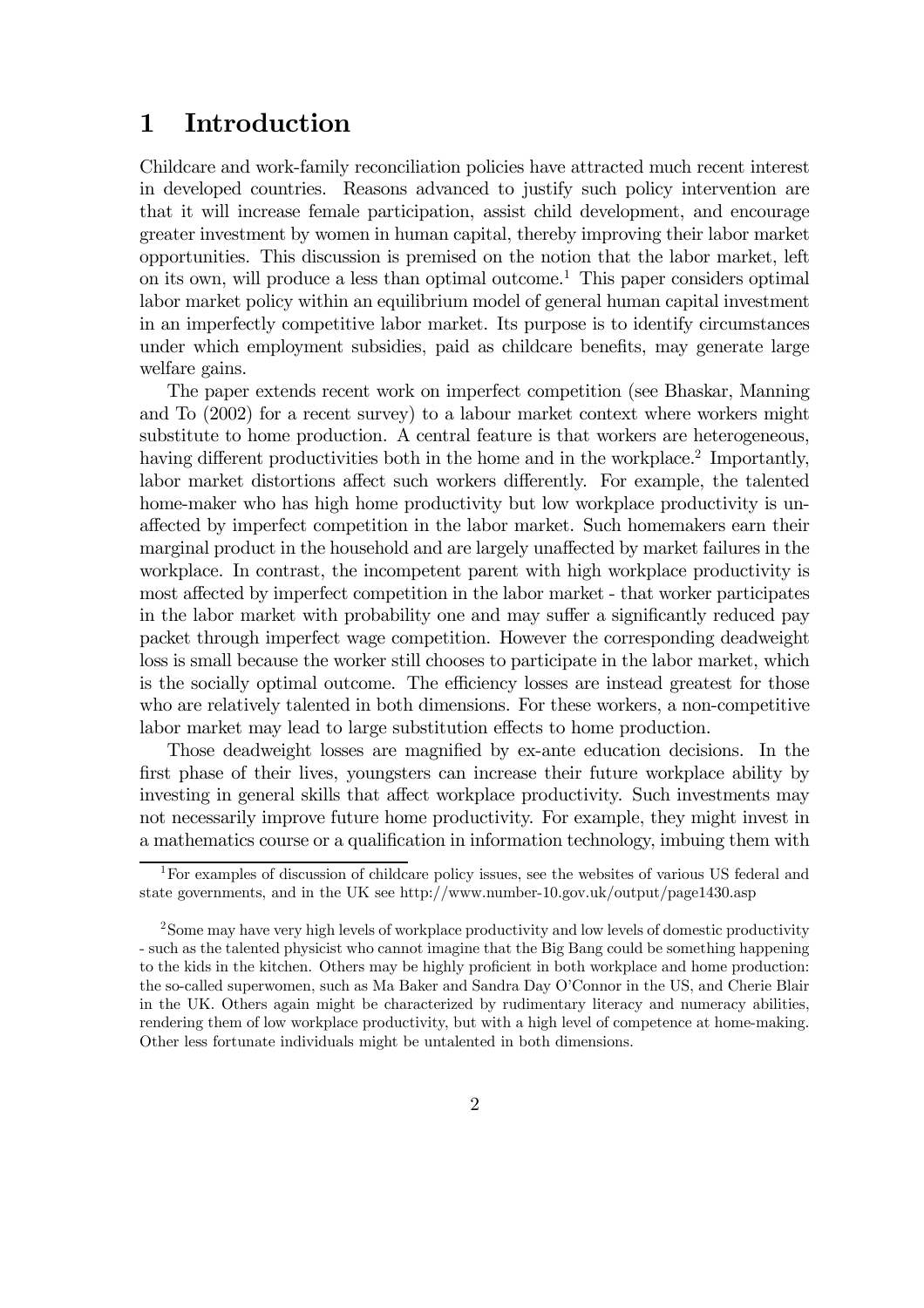# 1 Introduction

Childcare and work-family reconciliation policies have attracted much recent interest in developed countries. Reasons advanced to justify such policy intervention are that it will increase female participation, assist child development, and encourage greater investment by women in human capital, thereby improving their labor market opportunities. This discussion is premised on the notion that the labor market, left on its own, will produce a less than optimal outcome.[1] This paper considers optimal labor market policy within an equilibrium model of general human capital investment in an imperfectly competitive labor market. Its purpose is to identify circumstances under which employment subsidies, paid as childcare benefits, may generate large welfare gains.

The paper extends recent work on imperfect competition (see Bhaskar, Manning and To (2002) for a recent survey) to a labour market context where workers might substitute to home production. A central feature is that workers are heterogeneous, having different productivities both in the home and in the workplace.[2] Importantly, labor market distortions affect such workers differently. For example, the talented home-maker who has high home productivity but low workplace productivity is unaffected by imperfect competition in the labor market. Such homemakers earn their marginal product in the household and are largely unaffected by market failures in the workplace. In contrast, the incompetent parent with high workplace productivity is most affected by imperfect competition in the labor market - that worker participates in the labor market with probability one and may suffer a significantly reduced pay packet through imperfect wage competition. However the corresponding deadweight loss is small because the worker still chooses to participate in the labor market, which is the socially optimal outcome. The efficiency losses are instead greatest for those who are relatively talented in both dimensions. For these workers, a non-competitive labor market may lead to large substitution effects to home production.

Those deadweight losses are magnified by ex-ante education decisions. In the first phase of their lives, youngsters can increase their future workplace ability by investing in general skills that affect workplace productivity. Such investments may not necessarily improve future home productivity. For example, they might invest in a mathematics course or a qualification in information technology, imbuing them with

[1] For examples of discussion of childcare policy issues, see the websites of various US federal and state governments, and in the UK see http://www.number-10.gov.uk/output/page1430.asp

[2] Some may have very high levels of workplace productivity and low levels of domestic productivity - such as the talented physicist who cannot imagine that the Big Bang could be something happening to the kids in the kitchen. Others may be highly proficient in both workplace and home production: the so-called superwomen, such as Ma Baker and Sandra Day O'Connor in the US, and Cherie Blair in the UK. Others again might be characterized by rudimentary literacy and numeracy abilities, rendering them of low workplace productivity, but with a high level of competence at home-making. Other less fortunate individuals might be untalented in both dimensions.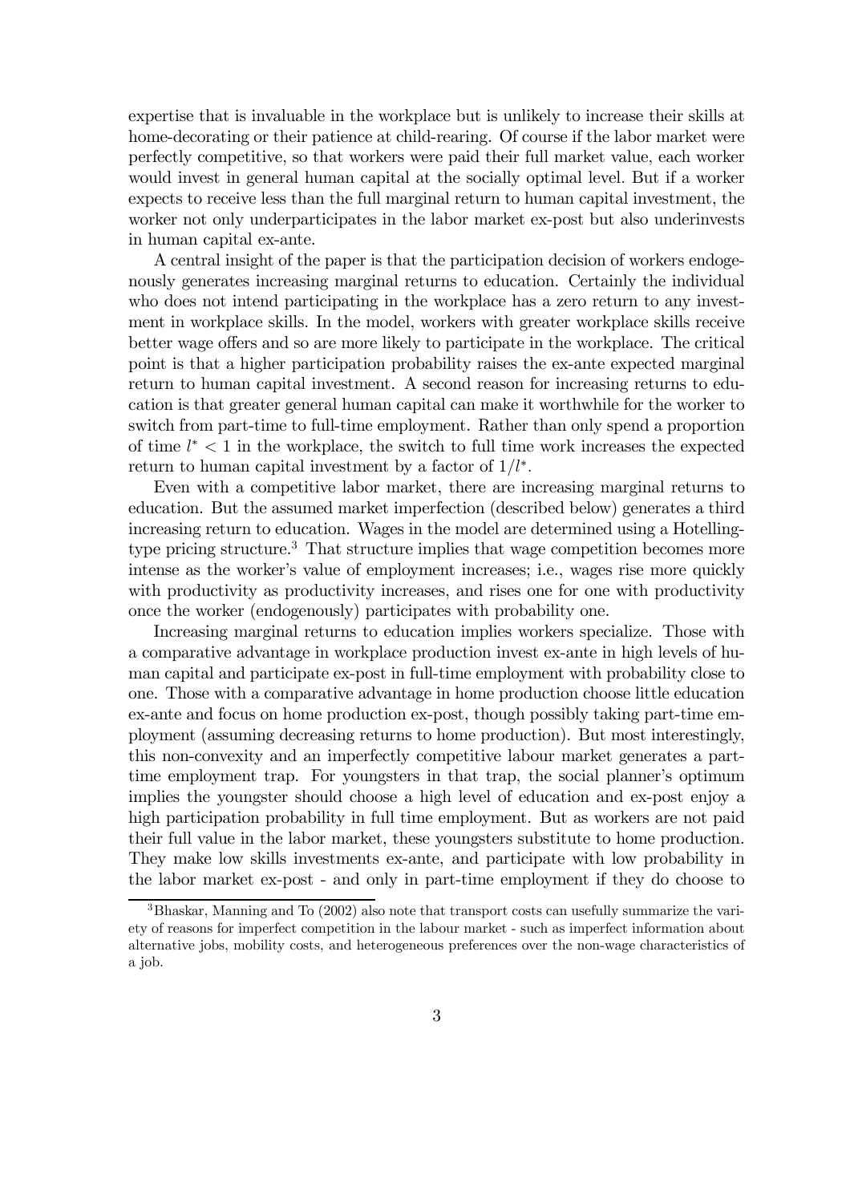expertise that is invaluable in the workplace but is unlikely to increase their skills at home-decorating or their patience at child-rearing. Of course if the labor market were perfectly competitive, so that workers were paid their full market value, each worker would invest in general human capital at the socially optimal level. But if a worker expects to receive less than the full marginal return to human capital investment, the worker not only underparticipates in the labor market ex-post but also underinvests in human capital ex-ante.

A central insight of the paper is that the participation decision of workers endogenously generates increasing marginal returns to education. Certainly the individual who does not intend participating in the workplace has a zero return to any investment in workplace skills. In the model, workers with greater workplace skills receive better wage offers and so are more likely to participate in the workplace. The critical point is that a higher participation probability raises the ex-ante expected marginal return to human capital investment. A second reason for increasing returns to education is that greater general human capital can make it worthwhile for the worker to switch from part-time to full-time employment. Rather than only spend a proportion of time $l^* < 1$ in the workplace, the switch to full time work increases the expected return to human capital investment by a factor of $1/l^*$.

Even with a competitive labor market, there are increasing marginal returns to education. But the assumed market imperfection (described below) generates a third increasing return to education. Wages in the model are determined using a Hotelling-type pricing structure.[3] That structure implies that wage competition becomes more intense as the worker's value of employment increases; i.e., wages rise more quickly with productivity as productivity increases, and rises one for one with productivity once the worker (endogenously) participates with probability one.

Increasing marginal returns to education implies workers specialize. Those with a comparative advantage in workplace production invest ex-ante in high levels of human capital and participate ex-post in full-time employment with probability close to one. Those with a comparative advantage in home production choose little education ex-ante and focus on home production ex-post, though possibly taking part-time employment (assuming decreasing returns to home production). But most interestingly, this non-convexity and an imperfectly competitive labour market generates a part-time employment trap. For youngsters in that trap, the social planner's optimum implies the youngster should choose a high level of education and ex-post enjoy a high participation probability in full time employment. But as workers are not paid their full value in the labor market, these youngsters substitute to home production. They make low skills investments ex-ante, and participate with low probability in the labor market ex-post - and only in part-time employment if they do choose to

[3] Bhaskar, Manning and To (2002) also note that transport costs can usefully summarize the variety of reasons for imperfect competition in the labour market - such as imperfect information about alternative jobs, mobility costs, and heterogeneous preferences over the non-wage characteristics of a job.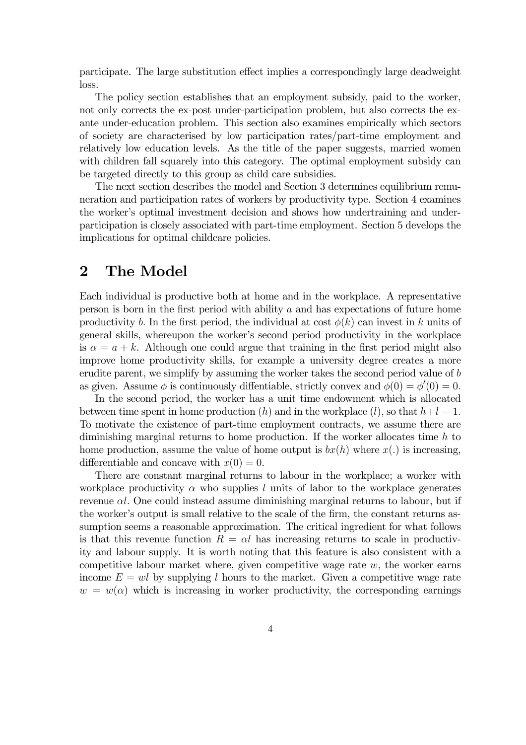participate. The large substitution effect implies a correspondingly large deadweight loss.

The policy section establishes that an employment subsidy, paid to the worker, not only corrects the ex-post under-participation problem, but also corrects the ex-ante under-education problem. This section also examines empirically which sectors of society are characterised by low participation rates/part-time employment and relatively low education levels. As the title of the paper suggests, married women with children fall squarely into this category. The optimal employment subsidy can be targeted directly to this group as child care subsidies.

The next section describes the model and Section 3 determines equilibrium remuneration and participation rates of workers by productivity type. Section 4 examines the worker's optimal investment decision and shows how undertraining and under-participation is closely associated with part-time employment. Section 5 develops the implications for optimal childcare policies.

## 2 The Model

Each individual is productive both at home and in the workplace. A representative person is born in the first period with ability $a$ and has expectations of future home productivity $b$. In the first period, the individual at cost $\phi(k)$ can invest in $k$ units of general skills, whereupon the worker's second period productivity in the workplace is $\alpha = a + k$. Although one could argue that training in the first period might also improve home productivity skills, for example a university degree creates a more erudite parent, we simplify by assuming the worker takes the second period value of $b$ as given. Assume $\phi$ is continuously diffentiable, strictly convex and $\phi(0) = \phi'(0) = 0$.

In the second period, the worker has a unit time endowment which is allocated between time spent in home production ($h$) and in the workplace ($l$), so that $h+l = 1$. To motivate the existence of part-time employment contracts, we assume there are diminishing marginal returns to home production. If the worker allocates time $h$ to home production, assume the value of home output is $bx(h)$ where $x(.)$ is increasing, differentiable and concave with $x(0) = 0$.

There are constant marginal returns to labour in the workplace; a worker with workplace productivity $\alpha$ who supplies $l$ units of labor to the workplace generates revenue $\alpha l$. One could instead assume diminishing marginal returns to labour, but if the worker's output is small relative to the scale of the firm, the constant returns assumption seems a reasonable approximation. The critical ingredient for what follows is that this revenue function $R = \alpha l$ has increasing returns to scale in productivity and labour supply. It is worth noting that this feature is also consistent with a competitive labour market where, given competitive wage rate $w$, the worker earns income $E = wl$ by supplying $l$ hours to the market. Given a competitive wage rate $w = w(\alpha)$ which is increasing in worker productivity, the corresponding earnings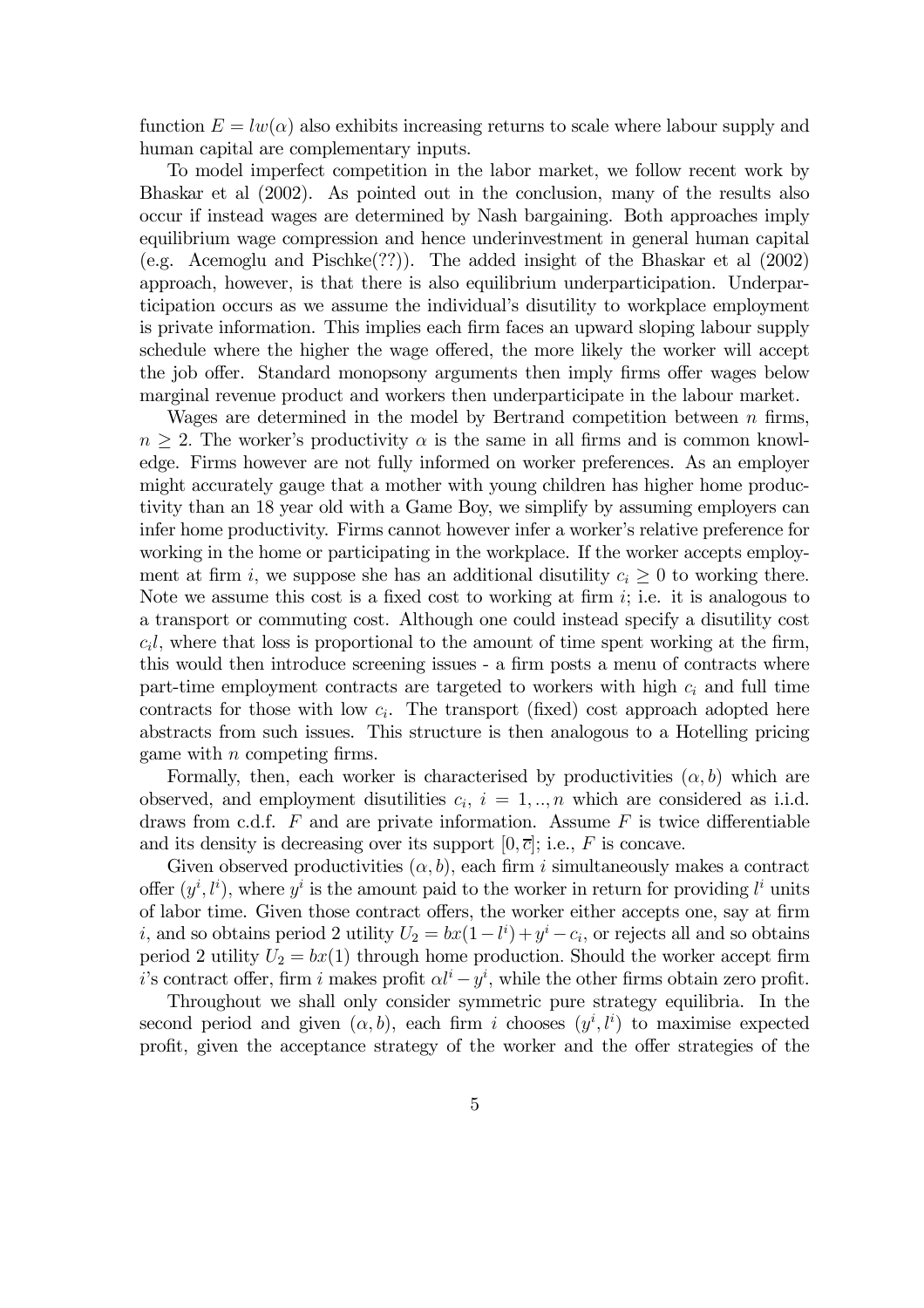function $E = lw(\alpha)$ also exhibits increasing returns to scale where labour supply and human capital are complementary inputs.

To model imperfect competition in the labor market, we follow recent work by Bhaskar et al (2002). As pointed out in the conclusion, many of the results also occur if instead wages are determined by Nash bargaining. Both approaches imply equilibrium wage compression and hence underinvestment in general human capital (e.g. Acemoglu and Pischke(??)). The added insight of the Bhaskar et al (2002) approach, however, is that there is also equilibrium underparticipation. Underparticipation occurs as we assume the individual's disutility to workplace employment is private information. This implies each firm faces an upward sloping labour supply schedule where the higher the wage offered, the more likely the worker will accept the job offer. Standard monopsony arguments then imply firms offer wages below marginal revenue product and workers then underparticipate in the labour market.

Wages are determined in the model by Bertrand competition between $n$ firms, $n \geq 2$. The worker's productivity $\alpha$ is the same in all firms and is common knowledge. Firms however are not fully informed on worker preferences. As an employer might accurately gauge that a mother with young children has higher home productivity than an 18 year old with a Game Boy, we simplify by assuming employers can infer home productivity. Firms cannot however infer a worker's relative preference for working in the home or participating in the workplace. If the worker accepts employment at firm $i$, we suppose she has an additional disutility $c_i \geq 0$ to working there. Note we assume this cost is a fixed cost to working at firm $i$; i.e. it is analogous to a transport or commuting cost. Although one could instead specify a disutility cost $c_i l$, where that loss is proportional to the amount of time spent working at the firm, this would then introduce screening issues - a firm posts a menu of contracts where part-time employment contracts are targeted to workers with high $c_i$ and full time contracts for those with low $c_i$. The transport (fixed) cost approach adopted here abstracts from such issues. This structure is then analogous to a Hotelling pricing game with $n$ competing firms.

Formally, then, each worker is characterised by productivities $(\alpha, b)$ which are observed, and employment disutilities $c_i$, $i = 1, .., n$ which are considered as i.i.d. draws from c.d.f. $F$ and are private information. Assume $F$ is twice differentiable and its density is decreasing over its support $[0, \overline{c}]$; i.e., $F$ is concave.

Given observed productivities $(\alpha, b)$, each firm $i$ simultaneously makes a contract offer $(y^i, l^i)$, where $y^i$ is the amount paid to the worker in return for providing $l^i$ units of labor time. Given those contract offers, the worker either accepts one, say at firm $i$, and so obtains period 2 utility $U_2 = bx(1 - l^i) + y^i - c_i$, or rejects all and so obtains period 2 utility $U_2 = bx(1)$ through home production. Should the worker accept firm $i$'s contract offer, firm $i$ makes profit $\alpha l^i - y^i$, while the other firms obtain zero profit.

Throughout we shall only consider symmetric pure strategy equilibria. In the second period and given $(\alpha, b)$, each firm $i$ chooses $(y^i, l^i)$ to maximise expected profit, given the acceptance strategy of the worker and the offer strategies of the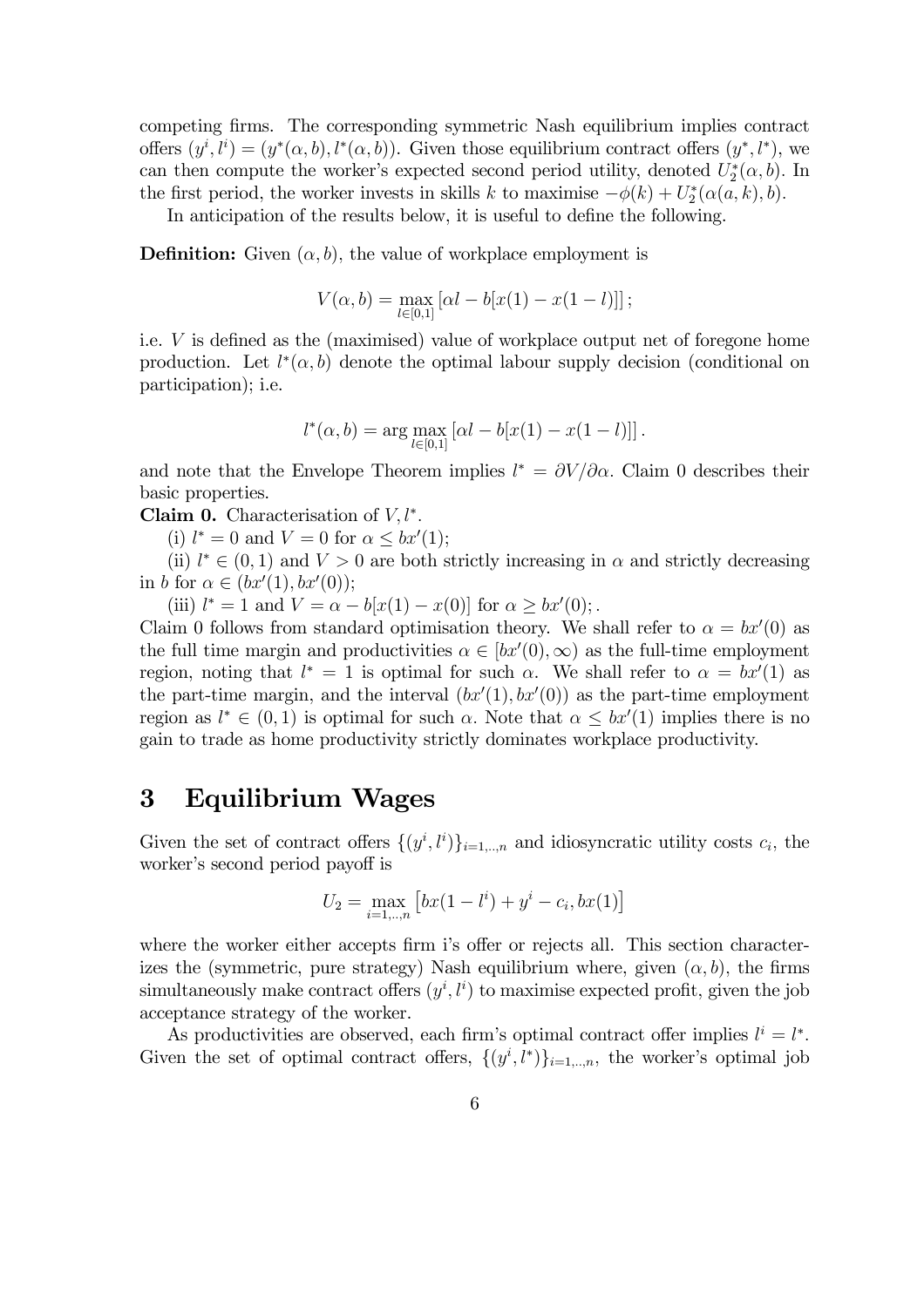competing firms. The corresponding symmetric Nash equilibrium implies contract offers $(y^i, l^i) = (y^*(\alpha, b), l^*(\alpha, b))$. Given those equilibrium contract offers $(y^*, l^*)$, we can then compute the worker's expected second period utility, denoted $U_2^*(\alpha, b)$. In the first period, the worker invests in skills $k$ to maximise $-\phi(k) + U_2^*(\alpha(a, k), b)$.

In anticipation of the results below, it is useful to define the following.

**Definition:** Given $(\alpha, b)$, the value of workplace employment is

$$V(\alpha, b) = \max_{l \in [0,1]} [\alpha l - b[x(1) - x(1-l)]];$$

i.e. $V$ is defined as the (maximised) value of workplace output net of foregone home production. Let $l^*(\alpha, b)$ denote the optimal labour supply decision (conditional on participation); i.e.

$$l^*(\alpha, b) = \arg \max_{l \in [0,1]} [\alpha l - b[x(1) - x(1-l)]].$$

and note that the Envelope Theorem implies $l^* = \partial V / \partial \alpha$. Claim 0 describes their basic properties.

**Claim 0.** Characterisation of $V, l^*$.

(i) $l^* = 0$ and $V = 0$ for $\alpha \leq bx'(1)$;

(ii) $l^* \in (0, 1)$ and $V > 0$ are both strictly increasing in $\alpha$ and strictly decreasing in $b$ for $\alpha \in (bx'(1), bx'(0))$;

(iii) $l^* = 1$ and $V = \alpha - b[x(1) - x(0)]$ for $\alpha \geq bx'(0)$; .

Claim 0 follows from standard optimisation theory. We shall refer to $\alpha = bx'(0)$ as the full time margin and productivities $\alpha \in [bx'(0), \infty)$ as the full-time employment region, noting that $l^* = 1$ is optimal for such $\alpha$. We shall refer to $\alpha = bx'(1)$ as the part-time margin, and the interval $(bx'(1), bx'(0))$ as the part-time employment region as $l^* \in (0, 1)$ is optimal for such $\alpha$. Note that $\alpha \leq bx'(1)$ implies there is no gain to trade as home productivity strictly dominates workplace productivity.

## 3 Equilibrium Wages

Given the set of contract offers $\{(y^i, l^i)\}_{i=1,..,n}$ and idiosyncratic utility costs $c_i$, the worker's second period payoff is

$$U_2 = \max_{i=1,..,n} \left[ bx(1-l^i) + y^i - c_i, bx(1) \right]$$

where the worker either accepts firm i's offer or rejects all. This section characterizes the (symmetric, pure strategy) Nash equilibrium where, given $(\alpha, b)$, the firms simultaneously make contract offers $(y^i, l^i)$ to maximise expected profit, given the job acceptance strategy of the worker.

As productivities are observed, each firm's optimal contract offer implies $l^i = l^*$. Given the set of optimal contract offers, $\{(y^i, l^*)\}_{i=1,..,n}$, the worker's optimal job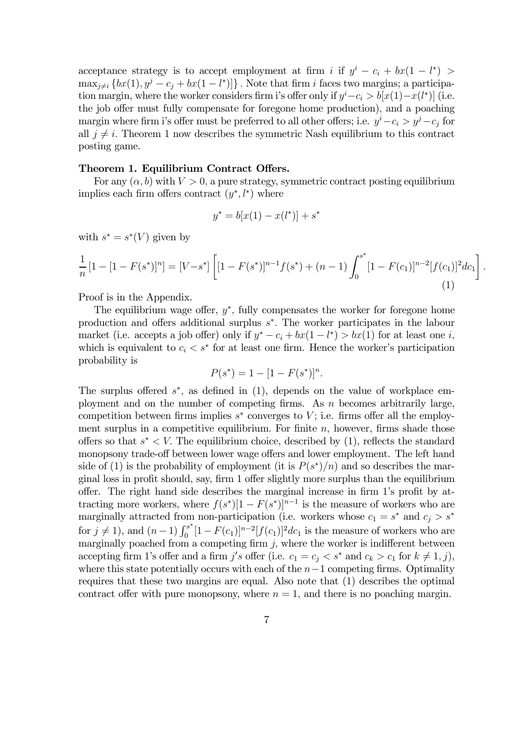acceptance strategy is to accept employment at firm $i$ if $y^i - c_i + bx(1 - l^*) > \max_{j \neq i} \{bx(1), y^j - c_j + bx(1 - l^*)]\}$. Note that firm $i$ faces two margins; a participation margin, where the worker considers firm i's offer only if $y^i - c_i > b[x(1) - x(l^*)]$ (i.e. the job offer must fully compensate for foregone home production), and a poaching margin where firm i's offer must be preferred to all other offers; i.e. $y^i - c_i > y^j - c_j$ for all $j \neq i$. Theorem 1 now describes the symmetric Nash equilibrium to this contract posting game.

**Theorem 1. Equilibrium Contract Offers.**

For any $(\alpha, b)$ with $V > 0$, a pure strategy, symmetric contract posting equilibrium implies each firm offers contract $(y^*, l^*)$ where

$$y^* = b[x(1) - x(l^*)] + s^*$$

with $s^* = s^*(V)$ given by

$$\frac{1}{n}[1 - [1 - F(s^*)]^n] = [V - s^*]\left[[1 - F(s^*)]^{n-1} f(s^*) + (n-1)\int_0^{s^*} [1 - F(c_1)]^{n-2} [f(c_1)]^2 dc_1\right]. \tag{1}$$

Proof is in the Appendix.

The equilibrium wage offer, $y^*$, fully compensates the worker for foregone home production and offers additional surplus $s^*$. The worker participates in the labour market (i.e. accepts a job offer) only if $y^* - c_i + bx(1 - l^*) > bx(1)$ for at least one $i$, which is equivalent to $c_i < s^*$ for at least one firm. Hence the worker's participation probability is

$$P(s^*) = 1 - [1 - F(s^*)]^n.$$

The surplus offered $s^*$, as defined in (1), depends on the value of workplace employment and on the number of competing firms. As $n$ becomes arbitrarily large, competition between firms implies $s^*$ converges to $V$; i.e. firms offer all the employment surplus in a competitive equilibrium. For finite $n$, however, firms shade those offers so that $s^* < V$. The equilibrium choice, described by (1), reflects the standard monopsony trade-off between lower wage offers and lower employment. The left hand side of (1) is the probability of employment (it is $P(s^*)/n$) and so describes the marginal loss in profit should, say, firm 1 offer slightly more surplus than the equilibrium offer. The right hand side describes the marginal increase in firm 1's profit by attracting more workers, where $f(s^*)[1 - F(s^*)]^{n-1}$ is the measure of workers who are marginally attracted from non-participation (i.e. workers whose $c_1 = s^*$ and $c_j > s^*$ for $j \neq 1$), and $(n-1)\int_0^{s^*} [1 - F(c_1)]^{n-2}[f(c_1)]^2 dc_1$ is the measure of workers who are marginally poached from a competing firm $j$, where the worker is indifferent between accepting firm 1's offer and a firm $j$'s offer (i.e. $c_1 = c_j < s^*$ and $c_k > c_1$ for $k \neq 1, j$), where this state potentially occurs with each of the $n-1$ competing firms. Optimality requires that these two margins are equal. Also note that (1) describes the optimal contract offer with pure monopsony, where $n = 1$, and there is no poaching margin.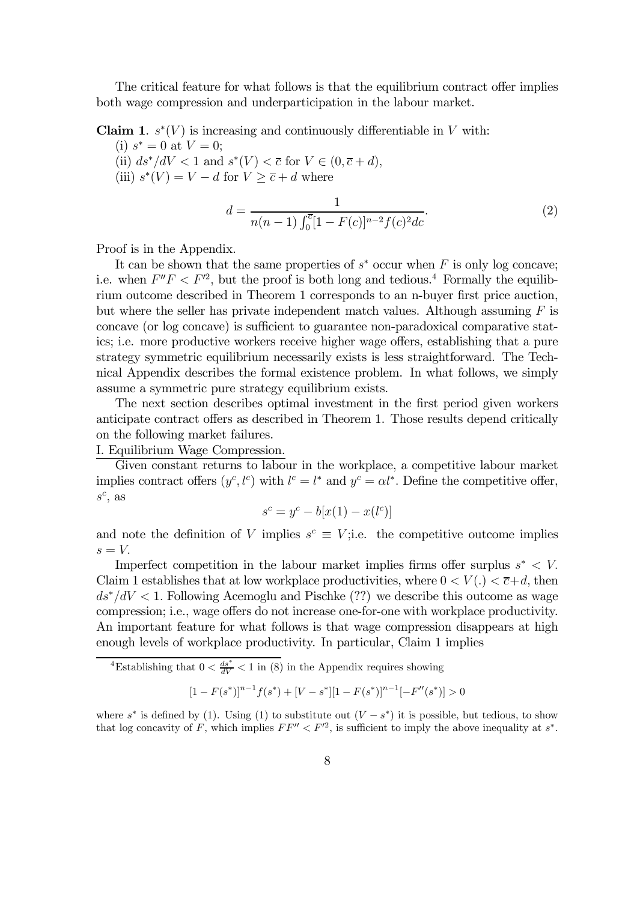The critical feature for what follows is that the equilibrium contract offer implies both wage compression and underparticipation in the labour market.

**Claim 1**. $s^*(V)$ is increasing and continuously differentiable in $V$ with:

(i) $s^* = 0$ at $V = 0$;

(ii) $ds^*/dV < 1$ and $s^*(V) < \overline{c}$ for $V \in (0, \overline{c} + d)$,

(iii) $s^*(V) = V - d$ for $V \geq \overline{c} + d$ where

$$d = \frac{1}{n(n-1)\int_0^{\overline{c}}[1 - F(c)]^{n-2} f(c)^2 dc}. \tag{2}$$

Proof is in the Appendix.

It can be shown that the same properties of $s^*$ occur when $F$ is only log concave; i.e. when $F''F < F'^2$, but the proof is both long and tedious.[4] Formally the equilibrium outcome described in Theorem 1 corresponds to an n-buyer first price auction, but where the seller has private independent match values. Although assuming $F$ is concave (or log concave) is sufficient to guarantee non-paradoxical comparative statics; i.e. more productive workers receive higher wage offers, establishing that a pure strategy symmetric equilibrium necessarily exists is less straightforward. The Technical Appendix describes the formal existence problem. In what follows, we simply assume a symmetric pure strategy equilibrium exists.

The next section describes optimal investment in the first period given workers anticipate contract offers as described in Theorem 1. Those results depend critically on the following market failures.

I. Equilibrium Wage Compression.

Given constant returns to labour in the workplace, a competitive labour market implies contract offers $(y^c, l^c)$ with $l^c = l^*$ and $y^c = \alpha l^*$. Define the competitive offer, $s^c$, as

$$s^c = y^c - b[x(1) - x(l^c)]$$

and note the definition of $V$ implies $s^c \equiv V$;i.e. the competitive outcome implies $s = V$.

Imperfect competition in the labour market implies firms offer surplus $s^* < V$. Claim 1 establishes that at low workplace productivities, where $0 < V(.) < \overline{c} + d$, then $ds^*/dV < 1$. Following Acemoglu and Pischke (??) we describe this outcome as wage compression; i.e., wage offers do not increase one-for-one with workplace productivity. An important feature for what follows is that wage compression disappears at high enough levels of workplace productivity. In particular, Claim 1 implies

[4] Establishing that $0 < \frac{ds^*}{dV} < 1$ in (8) in the Appendix requires showing

$$[1 - F(s^*)]^{n-1} f(s^*) + [V - s^*][1 - F(s^*)]^{n-1}[-F''(s^*)] > 0$$

where $s^*$ is defined by (1). Using (1) to substitute out $(V - s^*)$ it is possible, but tedious, to show that log concavity of $F$, which implies $FF'' < F'^2$, is sufficient to imply the above inequality at $s^*$.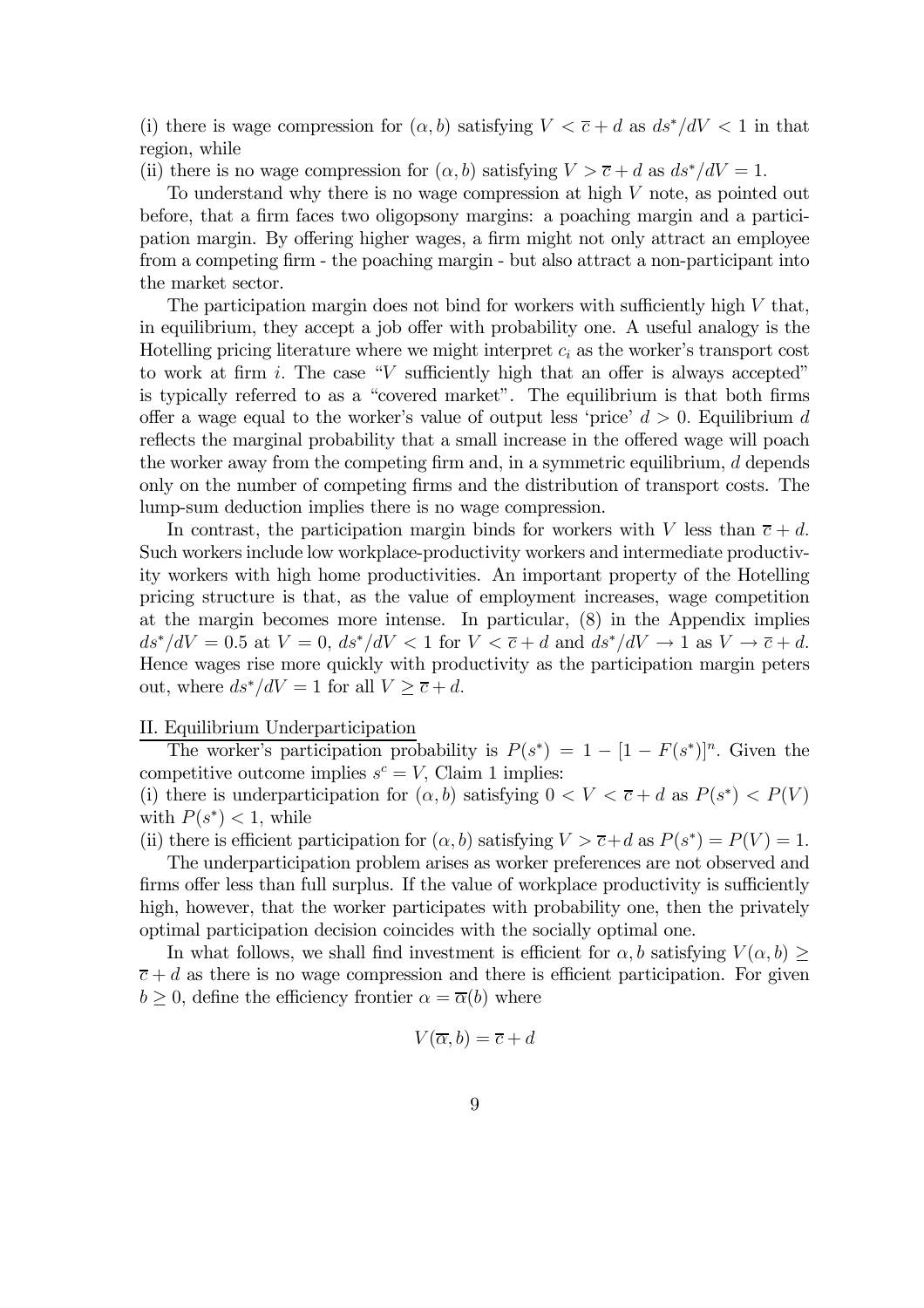(i) there is wage compression for $(\alpha, b)$ satisfying $V < \overline{c} + d$ as $ds^*/dV < 1$ in that region, while

(ii) there is no wage compression for $(\alpha, b)$ satisfying $V > \overline{c} + d$ as $ds^*/dV = 1$.

To understand why there is no wage compression at high $V$ note, as pointed out before, that a firm faces two oligopsony margins: a poaching margin and a participation margin. By offering higher wages, a firm might not only attract an employee from a competing firm - the poaching margin - but also attract a non-participant into the market sector.

The participation margin does not bind for workers with sufficiently high $V$ that, in equilibrium, they accept a job offer with probability one. A useful analogy is the Hotelling pricing literature where we might interpret $c_i$ as the worker's transport cost to work at firm $i$. The case "$V$ sufficiently high that an offer is always accepted" is typically referred to as a "covered market". The equilibrium is that both firms offer a wage equal to the worker's value of output less 'price' $d > 0$. Equilibrium $d$ reflects the marginal probability that a small increase in the offered wage will poach the worker away from the competing firm and, in a symmetric equilibrium, $d$ depends only on the number of competing firms and the distribution of transport costs. The lump-sum deduction implies there is no wage compression.

In contrast, the participation margin binds for workers with $V$ less than $\overline{c} + d$. Such workers include low workplace-productivity workers and intermediate productivity workers with high home productivities. An important property of the Hotelling pricing structure is that, as the value of employment increases, wage competition at the margin becomes more intense. In particular, (8) in the Appendix implies $ds^*/dV = 0.5$ at $V = 0$, $ds^*/dV < 1$ for $V < \overline{c} + d$ and $ds^*/dV \to 1$ as $V \to \overline{c} + d$. Hence wages rise more quickly with productivity as the participation margin peters out, where $ds^*/dV = 1$ for all $V \geq \overline{c} + d$.

II. Equilibrium Underparticipation

The worker's participation probability is $P(s^*) = 1 - [1 - F(s^*)]^n$. Given the competitive outcome implies $s^c = V$, Claim 1 implies:

(i) there is underparticipation for $(\alpha, b)$ satisfying $0 < V < \overline{c} + d$ as $P(s^*) < P(V)$ with $P(s^*) < 1$, while

(ii) there is efficient participation for $(\alpha, b)$ satisfying $V > \overline{c} + d$ as $P(s^*) = P(V) = 1$.

The underparticipation problem arises as worker preferences are not observed and firms offer less than full surplus. If the value of workplace productivity is sufficiently high, however, that the worker participates with probability one, then the privately optimal participation decision coincides with the socially optimal one.

In what follows, we shall find investment is efficient for $\alpha, b$ satisfying $V(\alpha, b) \geq \overline{c} + d$ as there is no wage compression and there is efficient participation. For given $b \geq 0$, define the efficiency frontier $\alpha = \overline{\alpha}(b)$ where

$$V(\overline{\alpha}, b) = \overline{c} + d$$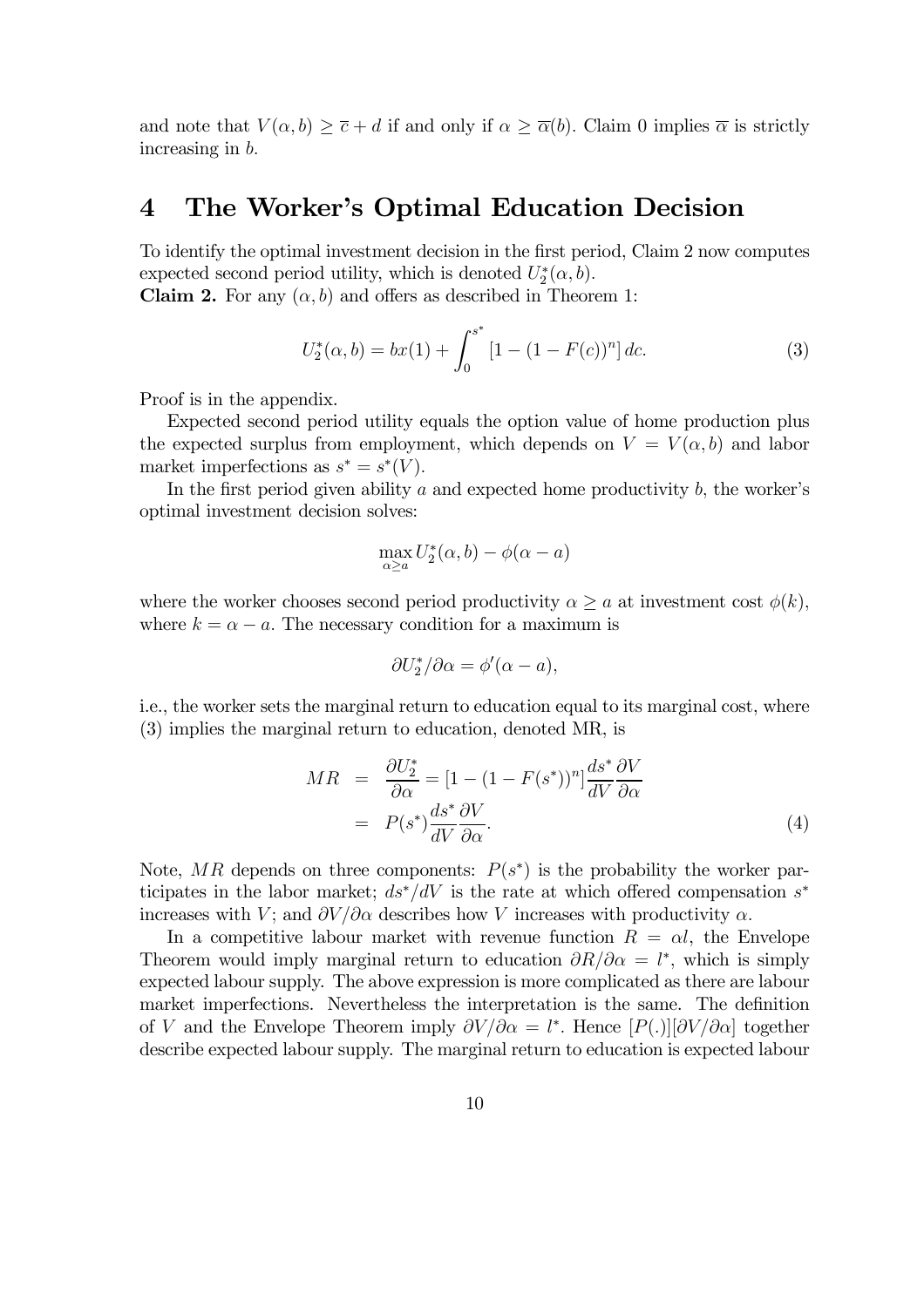and note that $V(\alpha, b) \geq \overline{c} + d$ if and only if $\alpha \geq \overline{\alpha}(b)$. Claim 0 implies $\overline{\alpha}$ is strictly increasing in $b$.

# 4 The Worker's Optimal Education Decision

To identify the optimal investment decision in the first period, Claim 2 now computes expected second period utility, which is denoted $U_2^*(\alpha, b)$.

**Claim 2.** For any $(\alpha, b)$ and offers as described in Theorem 1:

$$U_2^*(\alpha, b) = bx(1) + \int_0^{s^*} [1 - (1 - F(c))^n] \, dc. \tag{3}$$

Proof is in the appendix.

Expected second period utility equals the option value of home production plus the expected surplus from employment, which depends on $V = V(\alpha, b)$ and labor market imperfections as $s^* = s^*(V)$.

In the first period given ability $a$ and expected home productivity $b$, the worker's optimal investment decision solves:

$$\max_{\alpha \geq a} U_2^*(\alpha, b) - \phi(\alpha - a)$$

where the worker chooses second period productivity $\alpha \geq a$ at investment cost $\phi(k)$, where $k = \alpha - a$. The necessary condition for a maximum is

$$\partial U_2^* / \partial \alpha = \phi'(\alpha - a),$$

i.e., the worker sets the marginal return to education equal to its marginal cost, where (3) implies the marginal return to education, denoted MR, is

$$\begin{aligned} MR &= \frac{\partial U_2^*}{\partial \alpha} = [1 - (1 - F(s^*))^n] \frac{ds^*}{dV} \frac{\partial V}{\partial \alpha} \\ &= P(s^*) \frac{ds^*}{dV} \frac{\partial V}{\partial \alpha}. \end{aligned} \tag{4}$$

Note, $MR$ depends on three components: $P(s^*)$ is the probability the worker participates in the labor market; $ds^*/dV$ is the rate at which offered compensation $s^*$ increases with $V$; and $\partial V / \partial \alpha$ describes how $V$ increases with productivity $\alpha$.

In a competitive labour market with revenue function $R = \alpha l$, the Envelope Theorem would imply marginal return to education $\partial R / \partial \alpha = l^*$, which is simply expected labour supply. The above expression is more complicated as there are labour market imperfections. Nevertheless the interpretation is the same. The definition of $V$ and the Envelope Theorem imply $\partial V / \partial \alpha = l^*$. Hence $[P(.)][\partial V / \partial \alpha]$ together describe expected labour supply. The marginal return to education is expected labour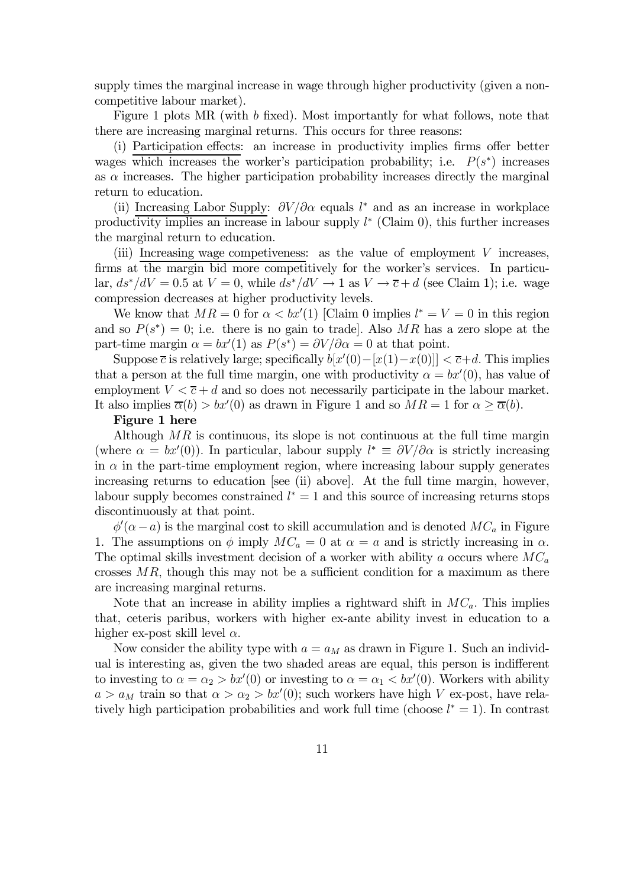supply times the marginal increase in wage through higher productivity (given a non-competitive labour market).

Figure 1 plots MR (with $b$ fixed). Most importantly for what follows, note that there are increasing marginal returns. This occurs for three reasons:

(i) Participation effects: an increase in productivity implies firms offer better wages which increases the worker's participation probability; i.e. $P(s^*)$ increases as $\alpha$ increases. The higher participation probability increases directly the marginal return to education.

(ii) Increasing Labor Supply: $\partial V/\partial \alpha$ equals $l^*$ and as an increase in workplace productivity implies an increase in labour supply $l^*$ (Claim 0), this further increases the marginal return to education.

(iii) Increasing wage competiveness: as the value of employment $V$ increases, firms at the margin bid more competitively for the worker's services. In particular, $ds^*/dV = 0.5$ at $V = 0$, while $ds^*/dV \to 1$ as $V \to \overline{c} + d$ (see Claim 1); i.e. wage compression decreases at higher productivity levels.

We know that $MR = 0$ for $\alpha < bx'(1)$ [Claim 0 implies $l^* = V = 0$ in this region and so $P(s^*) = 0$; i.e. there is no gain to trade]. Also $MR$ has a zero slope at the part-time margin $\alpha = bx'(1)$ as $P(s^*) = \partial V/\partial \alpha = 0$ at that point.

Suppose $\overline{c}$ is relatively large; specifically $b[x'(0) - [x(1) - x(0)]] < \overline{c} + d$. This implies that a person at the full time margin, one with productivity $\alpha = bx'(0)$, has value of employment $V < \overline{c} + d$ and so does not necessarily participate in the labour market. It also implies $\overline{\alpha}(b) > bx'(0)$ as drawn in Figure 1 and so $MR = 1$ for $\alpha \geq \overline{\alpha}(b)$.

**Figure 1 here**

Although $MR$ is continuous, its slope is not continuous at the full time margin (where $\alpha = bx'(0)$). In particular, labour supply $l^* \equiv \partial V/\partial \alpha$ is strictly increasing in $\alpha$ in the part-time employment region, where increasing labour supply generates increasing returns to education [see (ii) above]. At the full time margin, however, labour supply becomes constrained $l^* = 1$ and this source of increasing returns stops discontinuously at that point.

$\phi'(\alpha - a)$ is the marginal cost to skill accumulation and is denoted $MC_a$ in Figure 1. The assumptions on $\phi$ imply $MC_a = 0$ at $\alpha = a$ and is strictly increasing in $\alpha$. The optimal skills investment decision of a worker with ability $a$ occurs where $MC_a$ crosses $MR$, though this may not be a sufficient condition for a maximum as there are increasing marginal returns.

Note that an increase in ability implies a rightward shift in $MC_a$. This implies that, ceteris paribus, workers with higher ex-ante ability invest in education to a higher ex-post skill level $\alpha$.

Now consider the ability type with $a = a_M$ as drawn in Figure 1. Such an individual is interesting as, given the two shaded areas are equal, this person is indifferent to investing to $\alpha = \alpha_2 > bx'(0)$ or investing to $\alpha = \alpha_1 < bx'(0)$. Workers with ability $a > a_M$ train so that $\alpha > \alpha_2 > bx'(0)$; such workers have high $V$ ex-post, have relatively high participation probabilities and work full time (choose $l^* = 1$). In contrast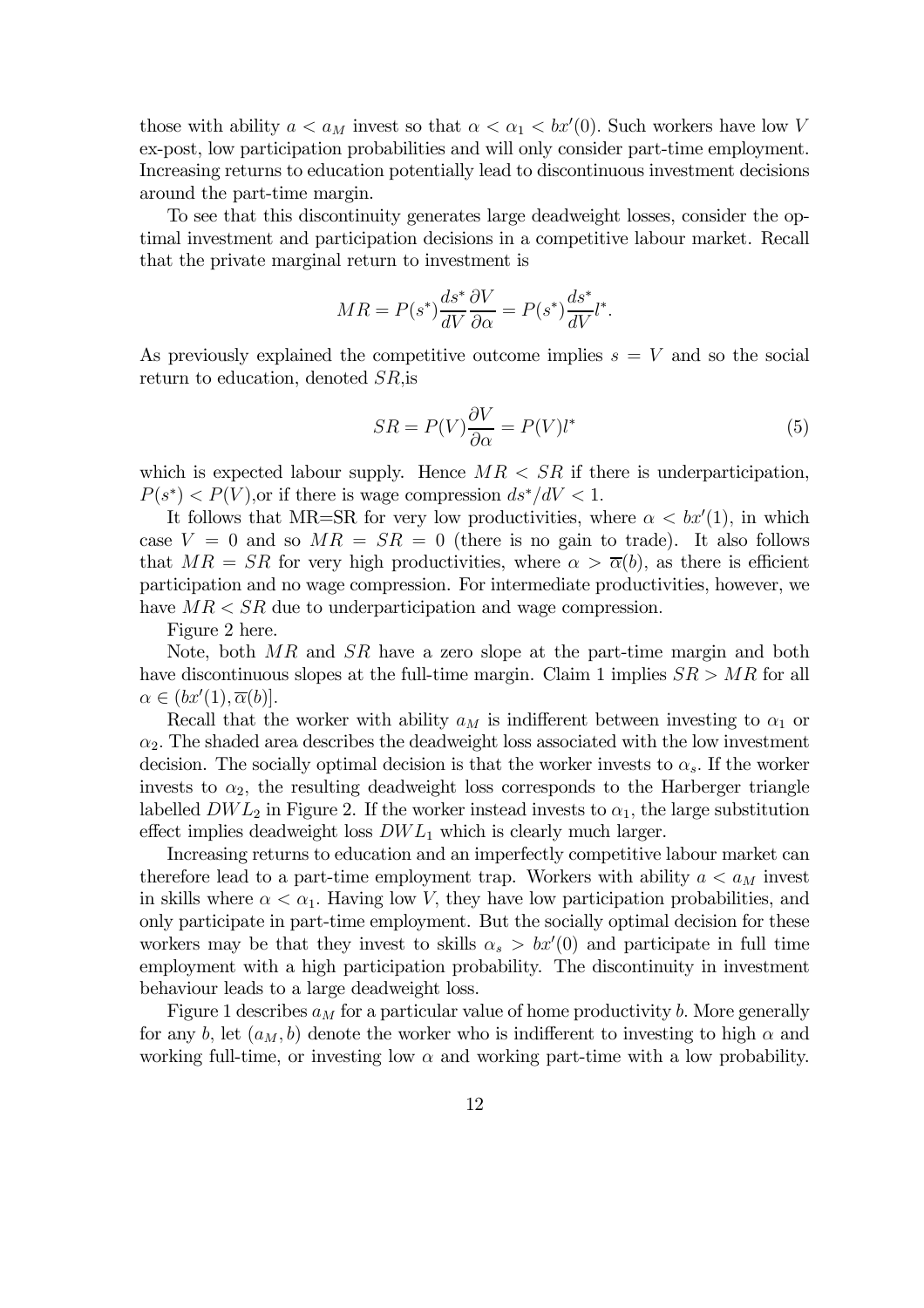those with ability $a < a_M$ invest so that $\alpha < \alpha_1 < bx'(0)$. Such workers have low $V$ ex-post, low participation probabilities and will only consider part-time employment. Increasing returns to education potentially lead to discontinuous investment decisions around the part-time margin.

To see that this discontinuity generates large deadweight losses, consider the optimal investment and participation decisions in a competitive labour market. Recall that the private marginal return to investment is

$$MR = P(s^*)\frac{ds^*}{dV}\frac{\partial V}{\partial \alpha} = P(s^*)\frac{ds^*}{dV}l^*.$$

As previously explained the competitive outcome implies $s = V$ and so the social return to education, denoted $SR$,is

$$SR = P(V)\frac{\partial V}{\partial \alpha} = P(V)l^* \tag{5}$$

which is expected labour supply. Hence $MR < SR$ if there is underparticipation, $P(s^*) < P(V)$,or if there is wage compression $ds^*/dV < 1$.

It follows that MR=SR for very low productivities, where $\alpha < bx'(1)$, in which case $V = 0$ and so $MR = SR = 0$ (there is no gain to trade). It also follows that $MR = SR$ for very high productivities, where $\alpha > \overline{\alpha}(b)$, as there is efficient participation and no wage compression. For intermediate productivities, however, we have $MR < SR$ due to underparticipation and wage compression.

Figure 2 here.

Note, both $MR$ and $SR$ have a zero slope at the part-time margin and both have discontinuous slopes at the full-time margin. Claim 1 implies $SR > MR$ for all $\alpha \in (bx'(1), \overline{\alpha}(b)]$.

Recall that the worker with ability $a_M$ is indifferent between investing to $\alpha_1$ or $\alpha_2$. The shaded area describes the deadweight loss associated with the low investment decision. The socially optimal decision is that the worker invests to $\alpha_s$. If the worker invests to $\alpha_2$, the resulting deadweight loss corresponds to the Harberger triangle labelled $DWL_2$ in Figure 2. If the worker instead invests to $\alpha_1$, the large substitution effect implies deadweight loss $DWL_1$ which is clearly much larger.

Increasing returns to education and an imperfectly competitive labour market can therefore lead to a part-time employment trap. Workers with ability $a < a_M$ invest in skills where $\alpha < \alpha_1$. Having low $V$, they have low participation probabilities, and only participate in part-time employment. But the socially optimal decision for these workers may be that they invest to skills $\alpha_s > bx'(0)$ and participate in full time employment with a high participation probability. The discontinuity in investment behaviour leads to a large deadweight loss.

Figure 1 describes $a_M$ for a particular value of home productivity $b$. More generally for any $b$, let $(a_M, b)$ denote the worker who is indifferent to investing to high $\alpha$ and working full-time, or investing low $\alpha$ and working part-time with a low probability.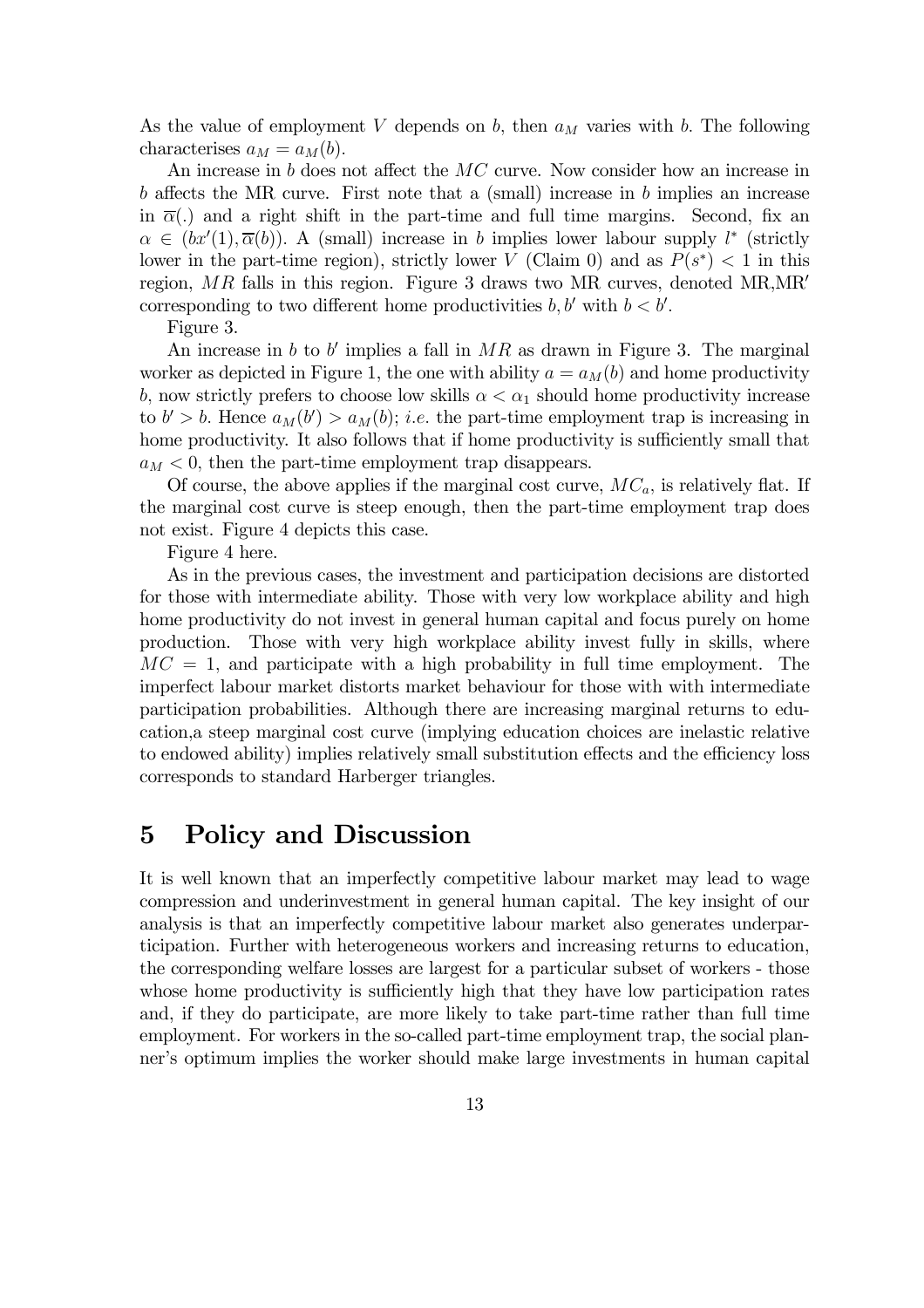As the value of employment $V$ depends on $b$, then $a_M$ varies with $b$. The following characterises $a_M = a_M(b)$.

An increase in $b$ does not affect the $MC$ curve. Now consider how an increase in $b$ affects the MR curve. First note that a (small) increase in $b$ implies an increase in $\overline{\alpha}(.)$ and a right shift in the part-time and full time margins. Second, fix an $\alpha \in (bx'(1), \overline{\alpha}(b))$. A (small) increase in $b$ implies lower labour supply $l^*$ (strictly lower in the part-time region), strictly lower $V$ (Claim 0) and as $P(s^*) < 1$ in this region, $MR$ falls in this region. Figure 3 draws two MR curves, denoted MR,MR$'$ corresponding to two different home productivities $b, b'$ with $b < b'$.

Figure 3.

An increase in $b$ to $b'$ implies a fall in $MR$ as drawn in Figure 3. The marginal worker as depicted in Figure 1, the one with ability $a = a_M(b)$ and home productivity $b$, now strictly prefers to choose low skills $\alpha < \alpha_1$ should home productivity increase to $b' > b$. Hence $a_M(b') > a_M(b)$; *i.e.* the part-time employment trap is increasing in home productivity. It also follows that if home productivity is sufficiently small that $a_M < 0$, then the part-time employment trap disappears.

Of course, the above applies if the marginal cost curve, $MC_a$, is relatively flat. If the marginal cost curve is steep enough, then the part-time employment trap does not exist. Figure 4 depicts this case.

Figure 4 here.

As in the previous cases, the investment and participation decisions are distorted for those with intermediate ability. Those with very low workplace ability and high home productivity do not invest in general human capital and focus purely on home production. Those with very high workplace ability invest fully in skills, where $MC = 1$, and participate with a high probability in full time employment. The imperfect labour market distorts market behaviour for those with with intermediate participation probabilities. Although there are increasing marginal returns to education,a steep marginal cost curve (implying education choices are inelastic relative to endowed ability) implies relatively small substitution effects and the efficiency loss corresponds to standard Harberger triangles.

# 5 Policy and Discussion

It is well known that an imperfectly competitive labour market may lead to wage compression and underinvestment in general human capital. The key insight of our analysis is that an imperfectly competitive labour market also generates underparticipation. Further with heterogeneous workers and increasing returns to education, the corresponding welfare losses are largest for a particular subset of workers - those whose home productivity is sufficiently high that they have low participation rates and, if they do participate, are more likely to take part-time rather than full time employment. For workers in the so-called part-time employment trap, the social planner's optimum implies the worker should make large investments in human capital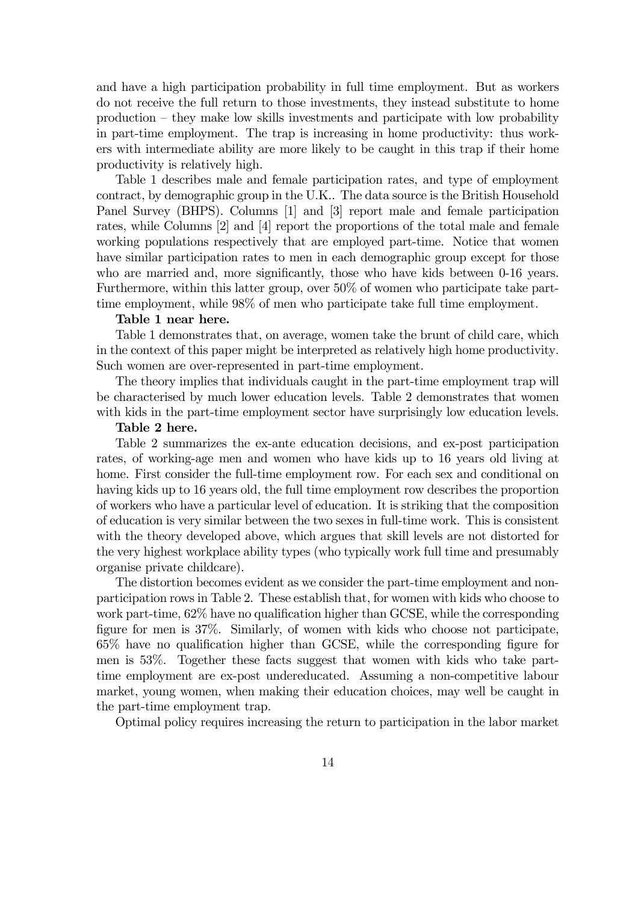and have a high participation probability in full time employment. But as workers do not receive the full return to those investments, they instead substitute to home production – they make low skills investments and participate with low probability in part-time employment. The trap is increasing in home productivity: thus workers with intermediate ability are more likely to be caught in this trap if their home productivity is relatively high.

Table 1 describes male and female participation rates, and type of employment contract, by demographic group in the U.K.. The data source is the British Household Panel Survey (BHPS). Columns [1] and [3] report male and female participation rates, while Columns [2] and [4] report the proportions of the total male and female working populations respectively that are employed part-time. Notice that women have similar participation rates to men in each demographic group except for those who are married and, more significantly, those who have kids between 0-16 years. Furthermore, within this latter group, over 50% of women who participate take part-time employment, while 98% of men who participate take full time employment.

**Table 1 near here.**

Table 1 demonstrates that, on average, women take the brunt of child care, which in the context of this paper might be interpreted as relatively high home productivity. Such women are over-represented in part-time employment.

The theory implies that individuals caught in the part-time employment trap will be characterised by much lower education levels. Table 2 demonstrates that women with kids in the part-time employment sector have surprisingly low education levels.

**Table 2 here.**

Table 2 summarizes the ex-ante education decisions, and ex-post participation rates, of working-age men and women who have kids up to 16 years old living at home. First consider the full-time employment row. For each sex and conditional on having kids up to 16 years old, the full time employment row describes the proportion of workers who have a particular level of education. It is striking that the composition of education is very similar between the two sexes in full-time work. This is consistent with the theory developed above, which argues that skill levels are not distorted for the very highest workplace ability types (who typically work full time and presumably organise private childcare).

The distortion becomes evident as we consider the part-time employment and non-participation rows in Table 2. These establish that, for women with kids who choose to work part-time, 62% have no qualification higher than GCSE, while the corresponding figure for men is 37%. Similarly, of women with kids who choose not participate, 65% have no qualification higher than GCSE, while the corresponding figure for men is 53%. Together these facts suggest that women with kids who take part-time employment are ex-post undereducated. Assuming a non-competitive labour market, young women, when making their education choices, may well be caught in the part-time employment trap.

Optimal policy requires increasing the return to participation in the labor market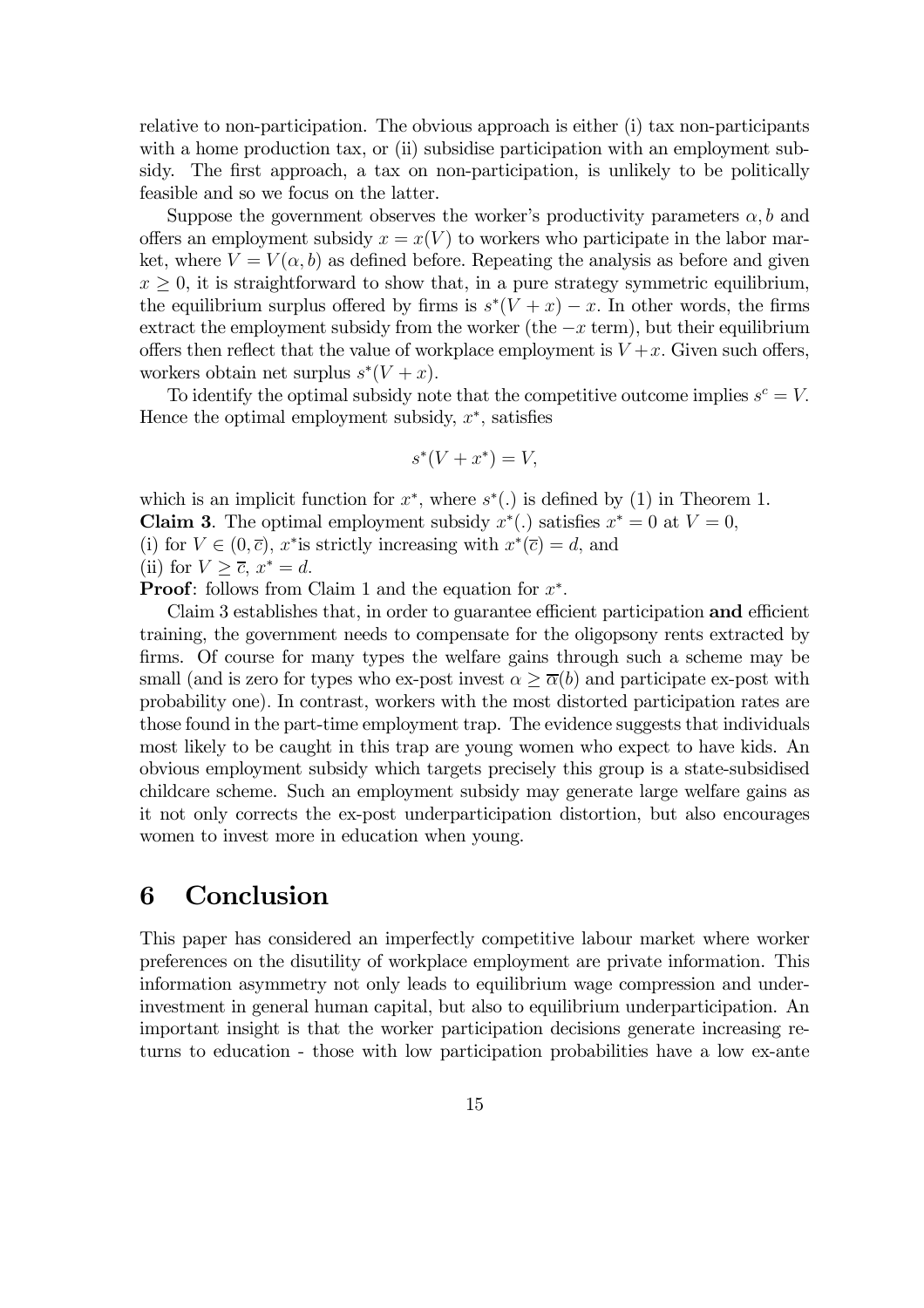relative to non-participation. The obvious approach is either (i) tax non-participants with a home production tax, or (ii) subsidise participation with an employment subsidy. The first approach, a tax on non-participation, is unlikely to be politically feasible and so we focus on the latter.

Suppose the government observes the worker's productivity parameters $\alpha, b$ and offers an employment subsidy $x = x(V)$ to workers who participate in the labor market, where $V = V(\alpha, b)$ as defined before. Repeating the analysis as before and given $x \geq 0$, it is straightforward to show that, in a pure strategy symmetric equilibrium, the equilibrium surplus offered by firms is $s^*(V + x) - x$. In other words, the firms extract the employment subsidy from the worker (the $-x$ term), but their equilibrium offers then reflect that the value of workplace employment is $V + x$. Given such offers, workers obtain net surplus $s^*(V + x)$.

To identify the optimal subsidy note that the competitive outcome implies $s^c = V$. Hence the optimal employment subsidy, $x^*$, satisfies

$$s^*(V + x^*) = V,$$

which is an implicit function for $x^*$, where $s^*(.)$ is defined by (1) in Theorem 1.

**Claim 3**. The optimal employment subsidy $x^*(.)$ satisfies $x^* = 0$ at $V = 0$,
(i) for $V \in (0, \overline{c})$, $x^*$is strictly increasing with $x^*(\overline{c}) = d$, and
(ii) for $V \geq \overline{c}$, $x^* = d$.

**Proof**: follows from Claim 1 and the equation for $x^*$.

Claim 3 establishes that, in order to guarantee efficient participation **and** efficient training, the government needs to compensate for the oligopsony rents extracted by firms. Of course for many types the welfare gains through such a scheme may be small (and is zero for types who ex-post invest $\alpha \geq \overline{\alpha}(b)$ and participate ex-post with probability one). In contrast, workers with the most distorted participation rates are those found in the part-time employment trap. The evidence suggests that individuals most likely to be caught in this trap are young women who expect to have kids. An obvious employment subsidy which targets precisely this group is a state-subsidised childcare scheme. Such an employment subsidy may generate large welfare gains as it not only corrects the ex-post underparticipation distortion, but also encourages women to invest more in education when young.

# 6 Conclusion

This paper has considered an imperfectly competitive labour market where worker preferences on the disutility of workplace employment are private information. This information asymmetry not only leads to equilibrium wage compression and underinvestment in general human capital, but also to equilibrium underparticipation. An important insight is that the worker participation decisions generate increasing returns to education - those with low participation probabilities have a low ex-ante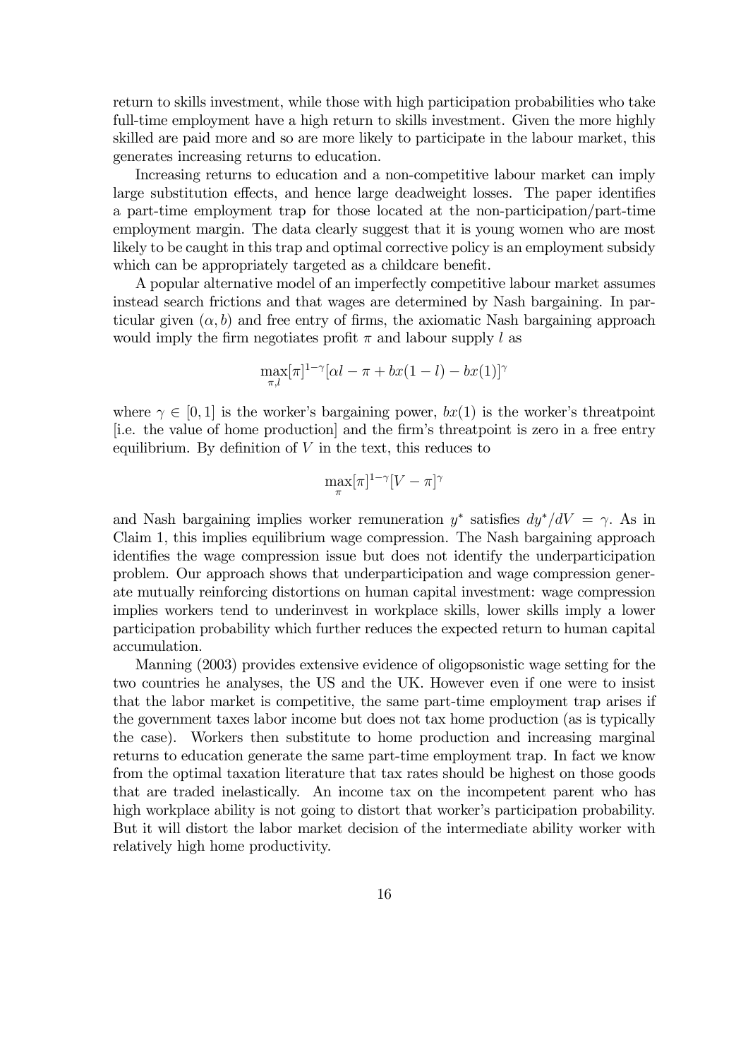return to skills investment, while those with high participation probabilities who take full-time employment have a high return to skills investment. Given the more highly skilled are paid more and so are more likely to participate in the labour market, this generates increasing returns to education.

Increasing returns to education and a non-competitive labour market can imply large substitution effects, and hence large deadweight losses. The paper identifies a part-time employment trap for those located at the non-participation/part-time employment margin. The data clearly suggest that it is young women who are most likely to be caught in this trap and optimal corrective policy is an employment subsidy which can be appropriately targeted as a childcare benefit.

A popular alternative model of an imperfectly competitive labour market assumes instead search frictions and that wages are determined by Nash bargaining. In particular given $(\alpha, b)$ and free entry of firms, the axiomatic Nash bargaining approach would imply the firm negotiates profit $\pi$ and labour supply $l$ as

$$\max_{\pi,l}[\pi]^{1-\gamma}[\alpha l - \pi + bx(1-l) - bx(1)]^{\gamma}$$

where $\gamma \in [0, 1]$ is the worker's bargaining power, $bx(1)$ is the worker's threatpoint [i.e. the value of home production] and the firm's threatpoint is zero in a free entry equilibrium. By definition of $V$ in the text, this reduces to

$$\max_{\pi}[\pi]^{1-\gamma}[V - \pi]^{\gamma}$$

and Nash bargaining implies worker remuneration $y^*$ satisfies $dy^*/dV = \gamma$. As in Claim 1, this implies equilibrium wage compression. The Nash bargaining approach identifies the wage compression issue but does not identify the underparticipation problem. Our approach shows that underparticipation and wage compression generate mutually reinforcing distortions on human capital investment: wage compression implies workers tend to underinvest in workplace skills, lower skills imply a lower participation probability which further reduces the expected return to human capital accumulation.

Manning (2003) provides extensive evidence of oligopsonistic wage setting for the two countries he analyses, the US and the UK. However even if one were to insist that the labor market is competitive, the same part-time employment trap arises if the government taxes labor income but does not tax home production (as is typically the case). Workers then substitute to home production and increasing marginal returns to education generate the same part-time employment trap. In fact we know from the optimal taxation literature that tax rates should be highest on those goods that are traded inelastically. An income tax on the incompetent parent who has high workplace ability is not going to distort that worker's participation probability. But it will distort the labor market decision of the intermediate ability worker with relatively high home productivity.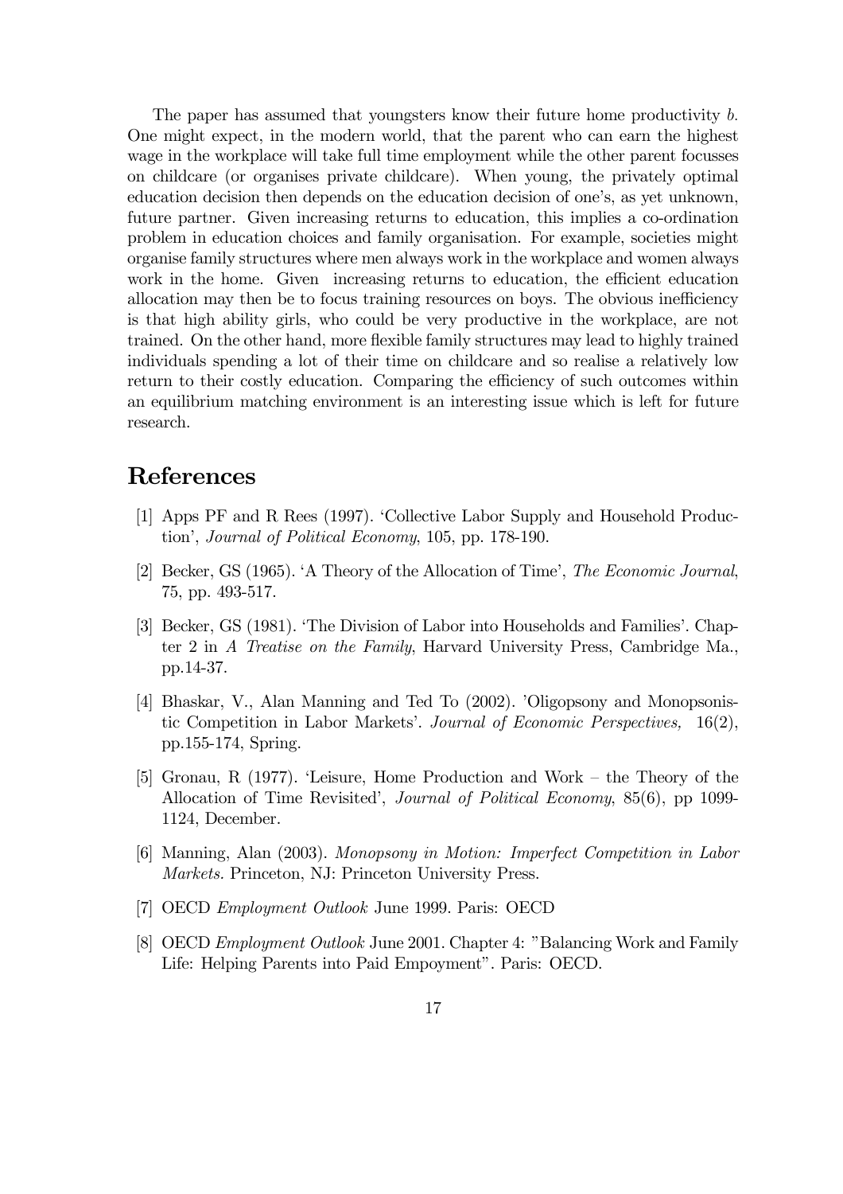The paper has assumed that youngsters know their future home productivity $b$. One might expect, in the modern world, that the parent who can earn the highest wage in the workplace will take full time employment while the other parent focusses on childcare (or organises private childcare). When young, the privately optimal education decision then depends on the education decision of one's, as yet unknown, future partner. Given increasing returns to education, this implies a co-ordination problem in education choices and family organisation. For example, societies might organise family structures where men always work in the workplace and women always work in the home. Given increasing returns to education, the efficient education allocation may then be to focus training resources on boys. The obvious inefficiency is that high ability girls, who could be very productive in the workplace, are not trained. On the other hand, more flexible family structures may lead to highly trained individuals spending a lot of their time on childcare and so realise a relatively low return to their costly education. Comparing the efficiency of such outcomes within an equilibrium matching environment is an interesting issue which is left for future research.

# References

[1] Apps PF and R Rees (1997). 'Collective Labor Supply and Household Production', *Journal of Political Economy*, 105, pp. 178-190.

[2] Becker, GS (1965). 'A Theory of the Allocation of Time', *The Economic Journal*, 75, pp. 493-517.

[3] Becker, GS (1981). 'The Division of Labor into Households and Families'. Chapter 2 in *A Treatise on the Family*, Harvard University Press, Cambridge Ma., pp.14-37.

[4] Bhaskar, V., Alan Manning and Ted To (2002). 'Oligopsony and Monopsonistic Competition in Labor Markets'. *Journal of Economic Perspectives,* 16(2), pp.155-174, Spring.

[5] Gronau, R (1977). 'Leisure, Home Production and Work – the Theory of the Allocation of Time Revisited', *Journal of Political Economy*, 85(6), pp 1099-1124, December.

[6] Manning, Alan (2003). *Monopsony in Motion: Imperfect Competition in Labor Markets.* Princeton, NJ: Princeton University Press.

[7] OECD *Employment Outlook* June 1999. Paris: OECD

[8] OECD *Employment Outlook* June 2001. Chapter 4: "Balancing Work and Family Life: Helping Parents into Paid Empoyment". Paris: OECD.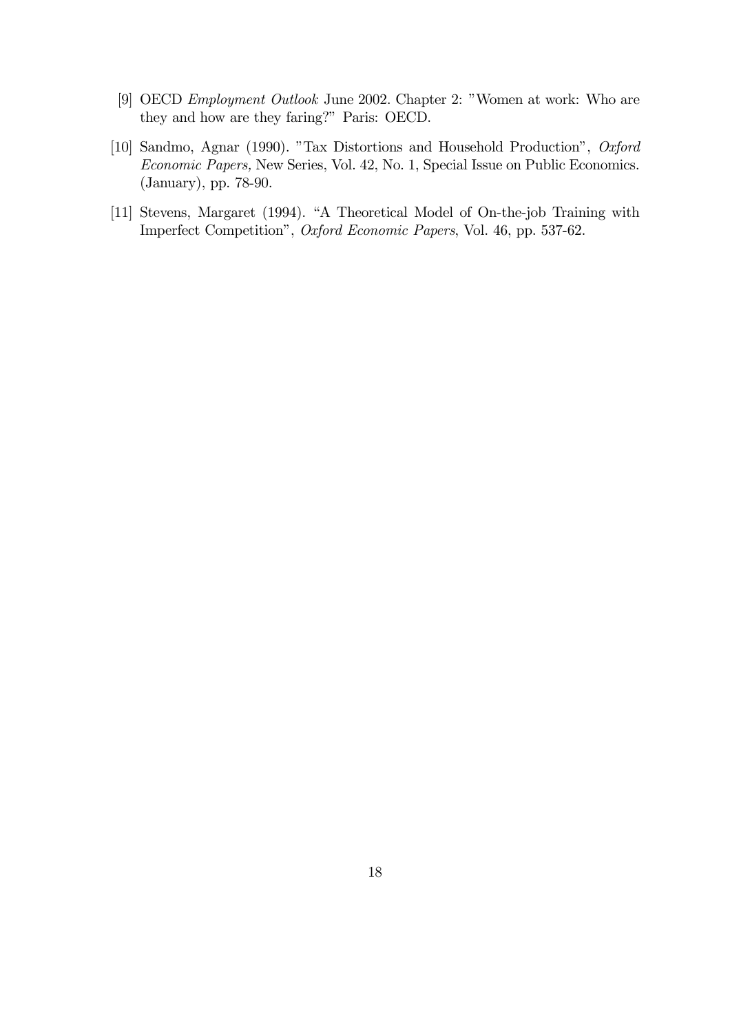[9] OECD *Employment Outlook* June 2002. Chapter 2: "Women at work: Who are they and how are they faring?" Paris: OECD.

[10] Sandmo, Agnar (1990). "Tax Distortions and Household Production", *Oxford Economic Papers,* New Series, Vol. 42, No. 1, Special Issue on Public Economics. (January), pp. 78-90.

[11] Stevens, Margaret (1994). "A Theoretical Model of On-the-job Training with Imperfect Competition", *Oxford Economic Papers*, Vol. 46, pp. 537-62.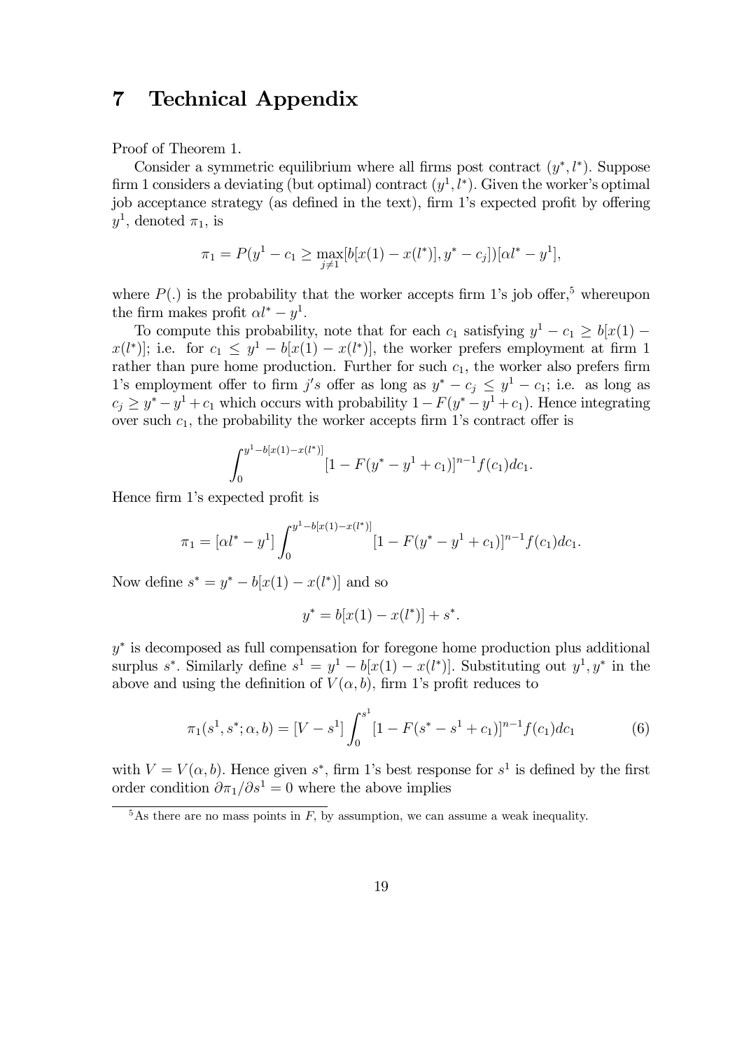# 7 Technical Appendix

Proof of Theorem 1.

Consider a symmetric equilibrium where all firms post contract $(y^*, l^*)$. Suppose firm 1 considers a deviating (but optimal) contract $(y^1, l^*)$. Given the worker's optimal job acceptance strategy (as defined in the text), firm 1's expected profit by offering $y^1$, denoted $\pi_1$, is

$$\pi_1 = P(y^1 - c_1 \geq \max_{j \neq 1}[b[x(1) - x(l^*)], y^* - c_j])[\alpha l^* - y^1],$$

where $P(.)$ is the probability that the worker accepts firm 1's job offer,[5] whereupon the firm makes profit $\alpha l^* - y^1$.

To compute this probability, note that for each $c_1$ satisfying $y^1 - c_1 \geq b[x(1) - x(l^*)]$; i.e. for $c_1 \leq y^1 - b[x(1) - x(l^*)]$, the worker prefers employment at firm 1 rather than pure home production. Further for such $c_1$, the worker also prefers firm 1's employment offer to firm $j's$ offer as long as $y^* - c_j \leq y^1 - c_1$; i.e. as long as $c_j \geq y^* - y^1 + c_1$ which occurs with probability $1 - F(y^* - y^1 + c_1)$. Hence integrating over such $c_1$, the probability the worker accepts firm 1's contract offer is

$$\int_0^{y^1 - b[x(1) - x(l^*)]} [1 - F(y^* - y^1 + c_1)]^{n-1} f(c_1) dc_1.$$

Hence firm 1's expected profit is

$$\pi_1 = [\alpha l^* - y^1] \int_0^{y^1 - b[x(1) - x(l^*)]} [1 - F(y^* - y^1 + c_1)]^{n-1} f(c_1) dc_1.$$

Now define $s^* = y^* - b[x(1) - x(l^*)]$ and so

$$y^* = b[x(1) - x(l^*)] + s^*.$$

$y^*$ is decomposed as full compensation for foregone home production plus additional surplus $s^*$. Similarly define $s^1 = y^1 - b[x(1) - x(l^*)]$. Substituting out $y^1, y^*$ in the above and using the definition of $V(\alpha, b)$, firm 1's profit reduces to

$$\pi_1(s^1, s^*; \alpha, b) = [V - s^1] \int_0^{s^1} [1 - F(s^* - s^1 + c_1)]^{n-1} f(c_1) dc_1 \tag{6}$$

with $V = V(\alpha, b)$. Hence given $s^*$, firm 1's best response for $s^1$ is defined by the first order condition $\partial \pi_1 / \partial s^1 = 0$ where the above implies

[5] As there are no mass points in $F$, by assumption, we can assume a weak inequality.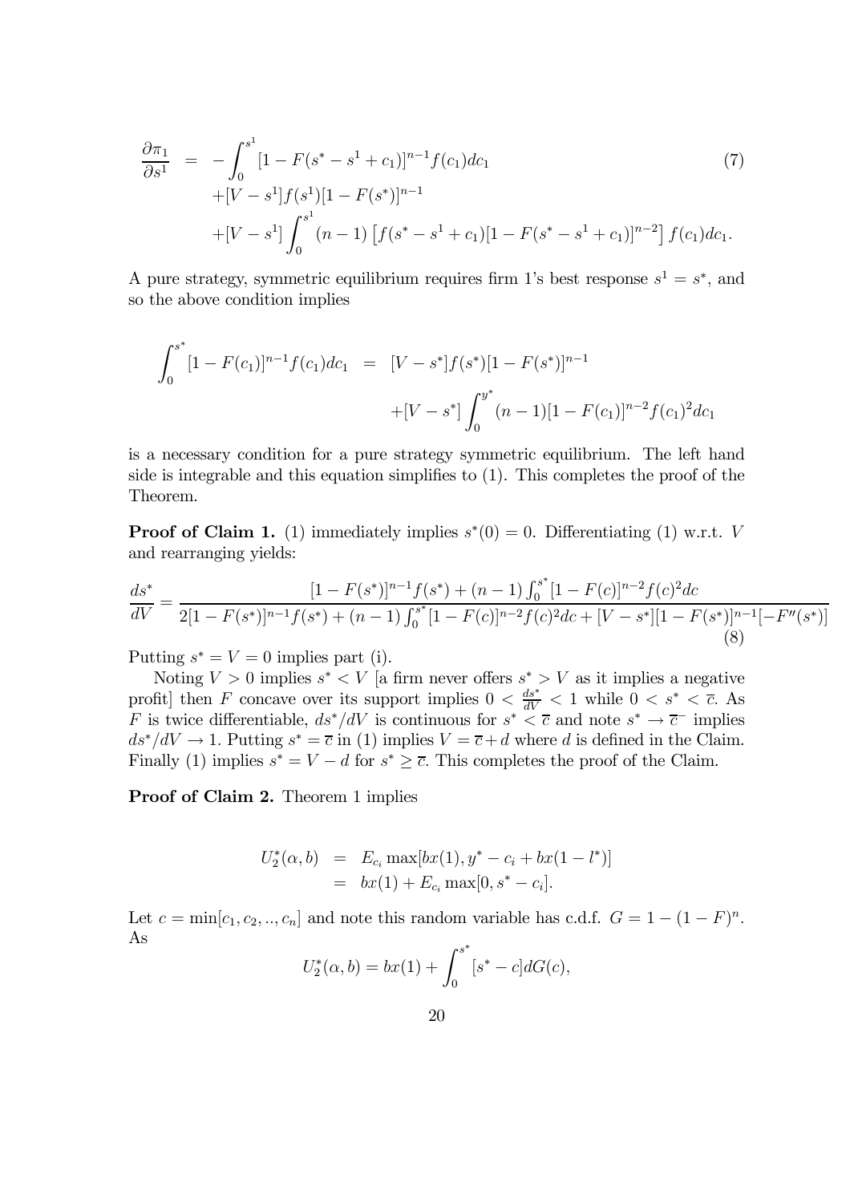$$
\begin{aligned}
\frac{\partial \pi_1}{\partial s^1} &= -\int_0^{s^1} [1 - F(s^* - s^1 + c_1)]^{n-1} f(c_1) dc_1 \\
&\quad + [V - s^1] f(s^1) [1 - F(s^*)]^{n-1} \\
&\quad + [V - s^1] \int_0^{s^1} (n-1) \left[ f(s^* - s^1 + c_1) [1 - F(s^* - s^1 + c_1)]^{n-2} \right] f(c_1) dc_1.
\end{aligned} \tag{7}
$$

A pure strategy, symmetric equilibrium requires firm 1's best response $s^1 = s^*$, and so the above condition implies

$$
\begin{aligned}
\int_0^{s^*} [1 - F(c_1)]^{n-1} f(c_1) dc_1 &= [V - s^*] f(s^*) [1 - F(s^*)]^{n-1} \\
&\quad + [V - s^*] \int_0^{y^*} (n-1) [1 - F(c_1)]^{n-2} f(c_1)^2 dc_1
\end{aligned}
$$

is a necessary condition for a pure strategy symmetric equilibrium. The left hand side is integrable and this equation simplifies to (1). This completes the proof of the Theorem.

**Proof of Claim 1.** (1) immediately implies $s^*(0) = 0$. Differentiating (1) w.r.t. $V$ and rearranging yields:

$$
\frac{ds^*}{dV} = \frac{[1 - F(s^*)]^{n-1} f(s^*) + (n-1) \int_0^{s^*} [1 - F(c)]^{n-2} f(c)^2 dc}{2[1 - F(s^*)]^{n-1} f(s^*) + (n-1) \int_0^{s^*} [1 - F(c)]^{n-2} f(c)^2 dc + [V - s^*][1 - F(s^*)]^{n-1} [-F''(s^*)]} \tag{8}
$$

Putting $s^* = V = 0$ implies part (i).

Noting $V > 0$ implies $s^* < V$ [a firm never offers $s^* > V$ as it implies a negative profit] then $F$ concave over its support implies $0 < \frac{ds^*}{dV} < 1$ while $0 < s^* < \overline{c}$. As $F$ is twice differentiable, $ds^*/dV$ is continuous for $s^* < \overline{c}$ and note $s^* \to \overline{c}^-$ implies $ds^*/dV \to 1$. Putting $s^* = \overline{c}$ in (1) implies $V = \overline{c} + d$ where $d$ is defined in the Claim. Finally (1) implies $s^* = V - d$ for $s^* \geq \overline{c}$. This completes the proof of the Claim.

**Proof of Claim 2.** Theorem 1 implies

$$
\begin{aligned}
U_2^*(\alpha, b) &= E_{c_i} \max[bx(1), y^* - c_i + bx(1 - l^*)] \\
&= bx(1) + E_{c_i} \max[0, s^* - c_i].
\end{aligned}
$$

Let $c = \min[c_1, c_2, .., c_n]$ and note this random variable has c.d.f. $G = 1 - (1 - F)^n$. As

$$
U_2^*(\alpha, b) = bx(1) + \int_0^{s^*} [s^* - c] dG(c),
$$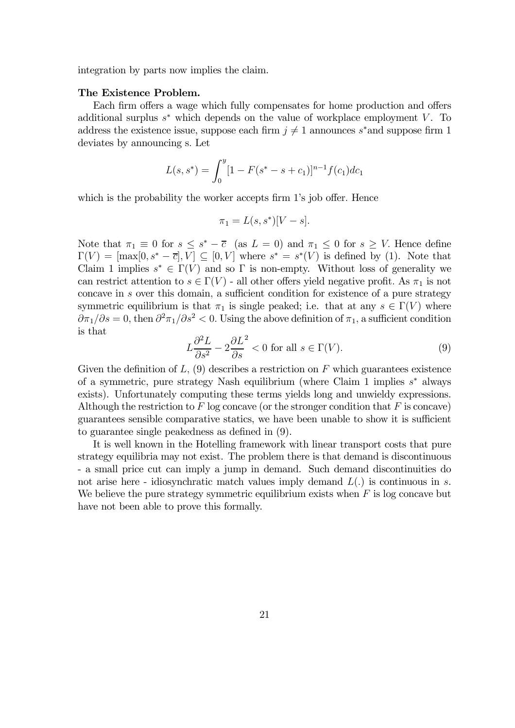integration by parts now implies the claim.

**The Existence Problem.**

Each firm offers a wage which fully compensates for home production and offers additional surplus $s^*$ which depends on the value of workplace employment $V$. To address the existence issue, suppose each firm $j \neq 1$ announces $s^*$and suppose firm 1 deviates by announcing s. Let

$$L(s, s^*) = \int_0^y [1 - F(s^* - s + c_1)]^{n-1} f(c_1) dc_1$$

which is the probability the worker accepts firm 1's job offer. Hence

$$\pi_1 = L(s, s^*)[V - s].$$

Note that $\pi_1 \equiv 0$ for $s \leq s^* - \overline{c}$ (as $L = 0$) and $\pi_1 \leq 0$ for $s \geq V$. Hence define $\Gamma(V) = [\max[0, s^* - \overline{c}], V] \subseteq [0, V]$ where $s^* = s^*(V)$ is defined by (1). Note that Claim 1 implies $s^* \in \Gamma(V)$ and so $\Gamma$ is non-empty. Without loss of generality we can restrict attention to $s \in \Gamma(V)$ - all other offers yield negative profit. As $\pi_1$ is not concave in $s$ over this domain, a sufficient condition for existence of a pure strategy symmetric equilibrium is that $\pi_1$ is single peaked; i.e. that at any $s \in \Gamma(V)$ where $\partial \pi_1 / \partial s = 0$, then $\partial^2 \pi_1 / \partial s^2 < 0$. Using the above definition of $\pi_1$, a sufficient condition is that

$$L \frac{\partial^2 L}{\partial s^2} - 2 \frac{\partial L}{\partial s}^2 < 0 \text{ for all } s \in \Gamma(V). \tag{9}$$

Given the definition of $L$, (9) describes a restriction on $F$ which guarantees existence of a symmetric, pure strategy Nash equilibrium (where Claim 1 implies $s^*$ always exists). Unfortunately computing these terms yields long and unwieldy expressions. Although the restriction to $F$ log concave (or the stronger condition that $F$ is concave) guarantees sensible comparative statics, we have been unable to show it is sufficient to guarantee single peakedness as defined in (9).

It is well known in the Hotelling framework with linear transport costs that pure strategy equilibria may not exist. The problem there is that demand is discontinuous - a small price cut can imply a jump in demand. Such demand discontinuities do not arise here - idiosynchratic match values imply demand $L(.)$ is continuous in $s$. We believe the pure strategy symmetric equilibrium exists when $F$ is log concave but have not been able to prove this formally.